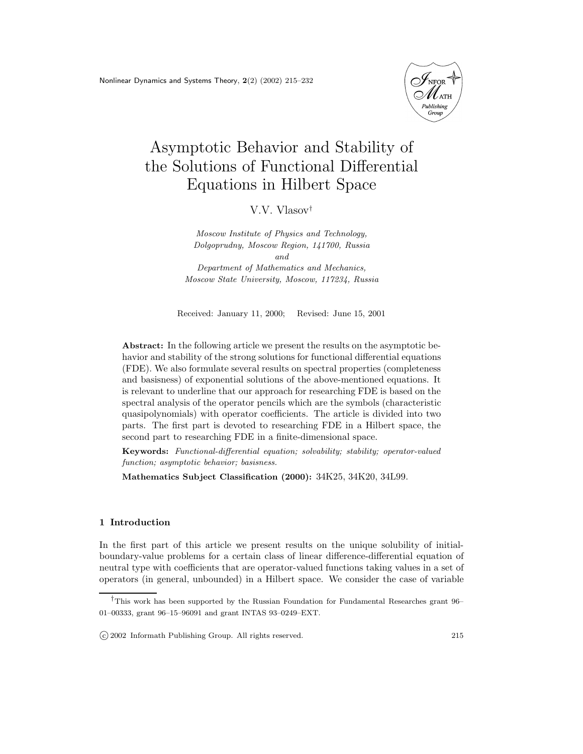# Asymptotic Behavior and Stability of the Solutions of Functional Differential Equations in Hilbert Space

V.V. Vlasov[†]

*Moscow Institute of Physics and Technology, Dolgoprudny, Moscow Region, 141700, Russia*
*and*
*Department of Mathematics and Mechanics, Moscow State University, Moscow, 117234, Russia*

Received: January 11, 2000; Revised: June 15, 2001

**Abstract:** In the following article we present the results on the asymptotic behavior and stability of the strong solutions for functional differential equations (FDE). We also formulate several results on spectral properties (completeness and basisness) of exponential solutions of the above-mentioned equations. It is relevant to underline that our approach for researching FDE is based on the spectral analysis of the operator pencils which are the symbols (characteristic quasipolynomials) with operator coefficients. The article is divided into two parts. The first part is devoted to researching FDE in a Hilbert space, the second part to researching FDE in a finite-dimensional space.

**Keywords:** *Functional-differential equation; solvability; stability; operator-valued function; asymptotic behavior; basisness.*

**Mathematics Subject Classification (2000):** 34K25, 34K20, 34L99.

## 1 Introduction

In the first part of this article we present results on the unique solubility of initial-boundary-value problems for a certain class of linear difference-differential equation of neutral type with coefficients that are operator-valued functions taking values in a set of operators (in general, unbounded) in a Hilbert space. We consider the case of variable

[†]This work has been supported by the Russian Foundation for Fundamental Researches grant 96–01–00333, grant 96–15–96091 and grant INTAS 93–0249–EXT.

© 2002 Informath Publishing Group. All rights reserved.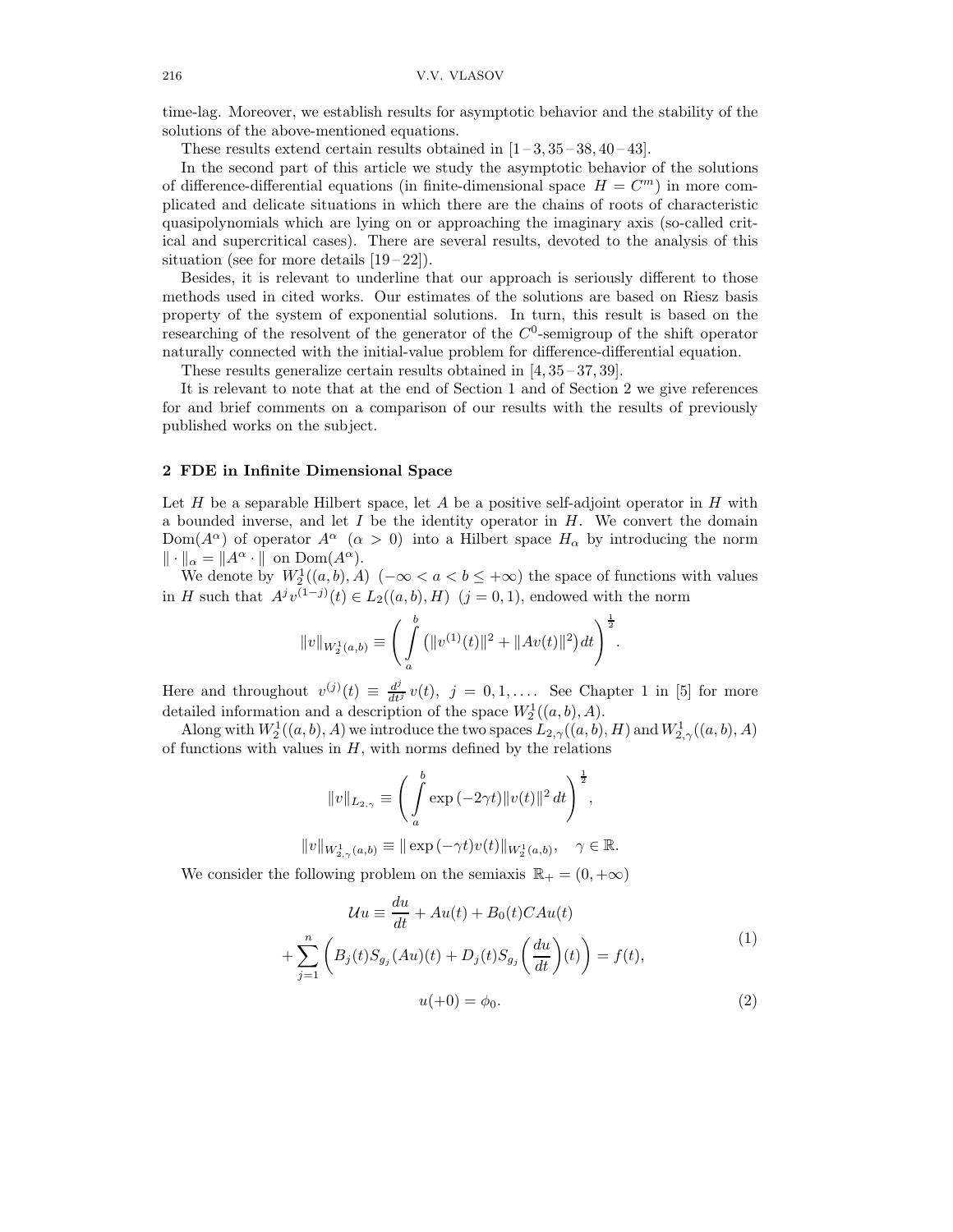time-lag. Moreover, we establish results for asymptotic behavior and the stability of the solutions of the above-mentioned equations.

These results extend certain results obtained in [1 – 3, 35 – 38, 40 – 43].

In the second part of this article we study the asymptotic behavior of the solutions of difference-differential equations (in finite-dimensional space $H = C^m$) in more complicated and delicate situations in which there are the chains of roots of characteristic quasipolynomials which are lying on or approaching the imaginary axis (so-called critical and supercritical cases). There are several results, devoted to the analysis of this situation (see for more details [19 – 22]).

Besides, it is relevant to underline that our approach is seriously different to those methods used in cited works. Our estimates of the solutions are based on Riesz basis property of the system of exponential solutions. In turn, this result is based on the researching of the resolvent of the generator of the $C^0$-semigroup of the shift operator naturally connected with the initial-value problem for difference-differential equation.

These results generalize certain results obtained in [4, 35 – 37, 39].

It is relevant to note that at the end of Section 1 and of Section 2 we give references for and brief comments on a comparison of our results with the results of previously published works on the subject.

## 2 FDE in Infinite Dimensional Space

Let $H$ be a separable Hilbert space, let $A$ be a positive self-adjoint operator in $H$ with a bounded inverse, and let $I$ be the identity operator in $H$. We convert the domain $\mathrm{Dom}(A^\alpha)$ of operator $A^\alpha$ $(\alpha > 0)$ into a Hilbert space $H_\alpha$ by introducing the norm $\|\cdot\|_\alpha = \|A^\alpha \cdot\|$ on $\mathrm{Dom}(A^\alpha)$.

We denote by $W_2^1((a,b),A)$ $(-\infty < a < b \le +\infty)$ the space of functions with values in $H$ such that $A^j v^{(1-j)}(t) \in L_2((a,b),H)$ $(j = 0,1)$, endowed with the norm

$$\|v\|_{W_2^1(a,b)} \equiv \left( \int_a^b \left( \|v^{(1)}(t)\|^2 + \|Av(t)\|^2 \right) dt \right)^{\frac{1}{2}}.$$

Here and throughout $v^{(j)}(t) \equiv \frac{d^j}{dt^j} v(t)$, $j = 0, 1, \ldots$. See Chapter 1 in [5] for more detailed information and a description of the space $W_2^1((a,b),A)$.

Along with $W_2^1((a,b),A)$ we introduce the two spaces $L_{2,\gamma}((a,b),H)$ and $W_{2,\gamma}^1((a,b),A)$ of functions with values in $H$, with norms defined by the relations

$$\|v\|_{L_{2,\gamma}} \equiv \left( \int_a^b \exp(-2\gamma t)\|v(t)\|^2 \, dt \right)^{\frac{1}{2}},$$

$$\|v\|_{W_{2,\gamma}^1(a,b)} \equiv \|\exp(-\gamma t) v(t)\|_{W_2^1(a,b)}, \quad \gamma \in \mathbb{R}.$$

We consider the following problem on the semiaxis $\mathbb{R}_+ = (0, +\infty)$

$$\begin{gathered} \mathcal{U}u \equiv \frac{du}{dt} + Au(t) + B_0(t)CAu(t) \\ + \sum_{j=1}^{n} \left( B_j(t) S_{g_j}(Au)(t) + D_j(t) S_{g_j}\left(\frac{du}{dt}\right)(t) \right) = f(t), \end{gathered} \tag{1}$$

$$u(+0) = \phi_0. \tag{2}$$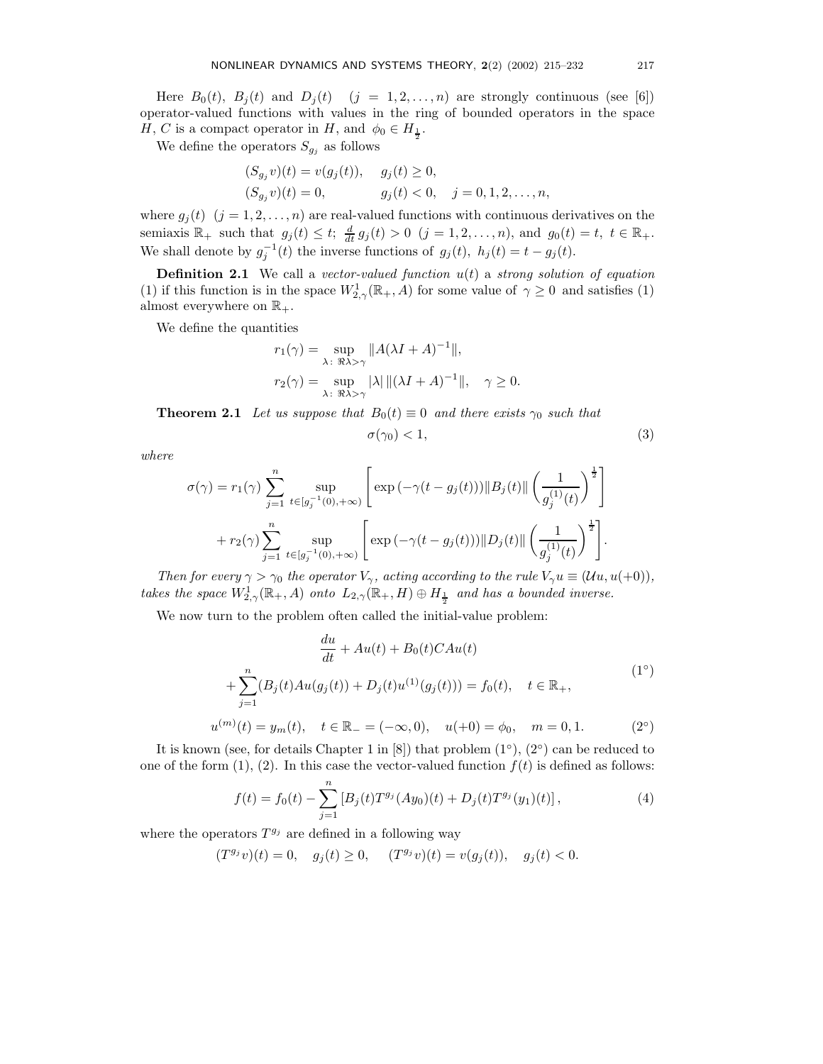Here $B_0(t)$, $B_j(t)$ and $D_j(t)$ $(j = 1, 2, \dots, n)$ are strongly continuous (see [6]) operator-valued functions with values in the ring of bounded operators in the space $H$, $C$ is a compact operator in $H$, and $\phi_0 \in H_{\frac{1}{2}}$.

We define the operators $S_{g_j}$ as follows

$$(S_{g_j} v)(t) = v(g_j(t)), \quad g_j(t) \geq 0,$$
$$(S_{g_j} v)(t) = 0, \qquad g_j(t) < 0, \quad j = 0, 1, 2, \dots, n,$$

where $g_j(t)$ $(j = 1, 2, \dots, n)$ are real-valued functions with continuous derivatives on the semiaxis $\mathbb{R}_+$ such that $g_j(t) \leq t$; $\frac{d}{dt} g_j(t) > 0$ $(j = 1, 2, \dots, n)$, and $g_0(t) = t$, $t \in \mathbb{R}_+$. We shall denote by $g_j^{-1}(t)$ the inverse functions of $g_j(t)$, $h_j(t) = t - g_j(t)$.

**Definition 2.1** We call a *vector-valued function* $u(t)$ a *strong solution of equation* (1) if this function is in the space $W^1_{2,\gamma}(\mathbb{R}_+, A)$ for some value of $\gamma \geq 0$ and satisfies (1) almost everywhere on $\mathbb{R}_+$.

We define the quantities

$$r_1(\gamma) = \sup_{\lambda:\ \Re\lambda > \gamma} \|A(\lambda I + A)^{-1}\|,$$
$$r_2(\gamma) = \sup_{\lambda:\ \Re\lambda > \gamma} |\lambda|\, \|(\lambda I + A)^{-1}\|, \quad \gamma \geq 0.$$

**Theorem 2.1** *Let us suppose that $B_0(t) \equiv 0$ and there exists $\gamma_0$ such that*

$$\sigma(\gamma_0) < 1, \tag{3}$$

*where*

$$\sigma(\gamma) = r_1(\gamma) \sum_{j=1}^{n} \sup_{t \in [g_j^{-1}(0), +\infty)} \left[ \exp\left(-\gamma(t - g_j(t))\right) \|B_j(t)\| \left( \frac{1}{g_j^{(1)}(t)} \right)^{\frac{1}{2}} \right]$$
$$+ r_2(\gamma) \sum_{j=1}^{n} \sup_{t \in [g_j^{-1}(0), +\infty)} \left[ \exp\left(-\gamma(t - g_j(t))\right) \|D_j(t)\| \left( \frac{1}{g_j^{(1)}(t)} \right)^{\frac{1}{2}} \right].$$

*Then for every $\gamma > \gamma_0$ the operator $V_\gamma$, acting according to the rule $V_\gamma u \equiv (\mathcal{U}u, u(+0))$, takes the space $W^1_{2,\gamma}(\mathbb{R}_+, A)$ onto $L_{2,\gamma}(\mathbb{R}_+, H) \oplus H_{\frac{1}{2}}$ and has a bounded inverse.*

We now turn to the problem often called the initial-value problem:

$$\frac{du}{dt} + Au(t) + B_0(t) C A u(t)$$
$$+ \sum_{j=1}^{n} (B_j(t) A u(g_j(t)) + D_j(t) u^{(1)}(g_j(t))) = f_0(t), \quad t \in \mathbb{R}_+, \tag{1°}$$

$$u^{(m)}(t) = y_m(t), \quad t \in \mathbb{R}_- = (-\infty, 0), \quad u(+0) = \phi_0, \quad m = 0, 1. \tag{2°}$$

It is known (see, for details Chapter 1 in [8]) that problem (1°), (2°) can be reduced to one of the form (1), (2). In this case the vector-valued function $f(t)$ is defined as follows:

$$f(t) = f_0(t) - \sum_{j=1}^{n} \left[ B_j(t) T^{g_j}(Ay_0)(t) + D_j(t) T^{g_j}(y_1)(t) \right], \tag{4}$$

where the operators $T^{g_j}$ are defined in a following way

$$(T^{g_j} v)(t) = 0, \quad g_j(t) \geq 0, \qquad (T^{g_j} v)(t) = v(g_j(t)), \quad g_j(t) < 0.$$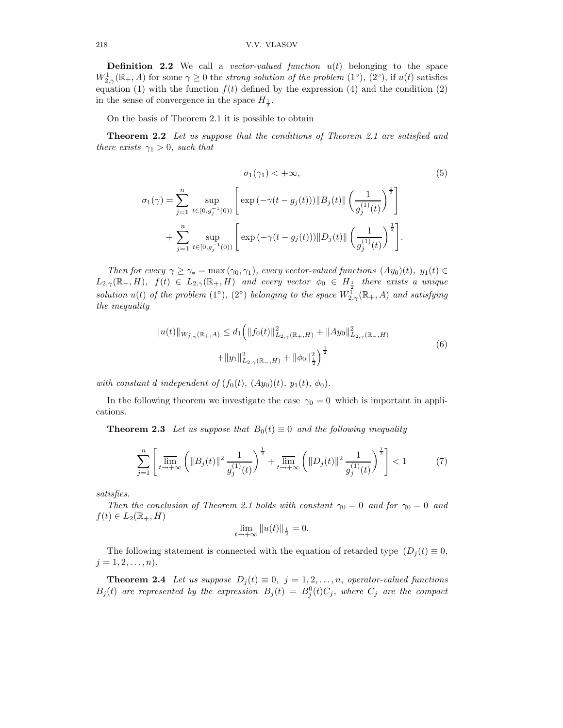**Definition 2.2** We call a *vector-valued function* $u(t)$ belonging to the space $W^1_{2,\gamma}(\mathbb{R}_+, A)$ for some $\gamma \geq 0$ the *strong solution of the problem* $(1^\circ)$, $(2^\circ)$, if $u(t)$ satisfies equation (1) with the function $f(t)$ defined by the expression (4) and the condition (2) in the sense of convergence in the space $H_{\frac{1}{2}}$.

On the basis of Theorem 2.1 it is possible to obtain

**Theorem 2.2** *Let us suppose that the conditions of Theorem 2.1 are satisfied and there exists $\gamma_1 > 0$, such that*

$$\sigma_1(\gamma_1) < +\infty, \tag{5}$$

$$\sigma_1(\gamma) = \sum_{j=1}^{n} \sup_{t \in [0, g_j^{-1}(0))} \left[ \exp\left(-\gamma(t - g_j(t))\right) \|B_j(t)\| \left(\frac{1}{g_j^{(1)}(t)}\right)^{\frac{1}{2}} \right]$$
$$+ \sum_{j=1}^{n} \sup_{t \in [0, g_j^{-1}(0))} \left[ \exp\left(-\gamma(t - g_j(t))\right) \|D_j(t)\| \left(\frac{1}{g_j^{(1)}(t)}\right)^{\frac{1}{2}} \right].$$

*Then for every $\gamma \geq \gamma_* = \max(\gamma_0, \gamma_1)$, every vector-valued functions $(Ay_0)(t)$, $y_1(t) \in L_{2,\gamma}(\mathbb{R}_-, H)$, $f(t) \in L_{2,\gamma}(\mathbb{R}_+, H)$ and every vector $\phi_0 \in H_{\frac{1}{2}}$ there exists a unique solution $u(t)$ of the problem $(1^\circ)$, $(2^\circ)$ belonging to the space $W^1_{2,\gamma}(\mathbb{R}_+, A)$ and satisfying the inequality*

$$\|u(t)\|_{W^1_{2,\gamma}(\mathbb{R}_+, A)} \leq d_1 \Big( \|f_0(t)\|^2_{L_{2,\gamma}(\mathbb{R}_+, H)} + \|Ay_0\|^2_{L_{2,\gamma}(\mathbb{R}_-, H)}$$
$$+ \|y_1\|^2_{L_{2,\gamma}(\mathbb{R}_-, H)} + \|\phi_0\|^2_{\frac{1}{2}} \Big)^{\frac{1}{2}} \tag{6}$$

*with constant $d$ independent of $(f_0(t)$, $(Ay_0)(t)$, $y_1(t)$, $\phi_0)$.*

In the following theorem we investigate the case $\gamma_0 = 0$ which is important in applications.

**Theorem 2.3** *Let us suppose that $B_0(t) \equiv 0$ and the following inequality*

$$\sum_{j=1}^{n} \left[ \overline{\lim_{t \to +\infty}} \left( \|B_j(t)\|^2 \frac{1}{g_j^{(1)}(t)} \right)^{\frac{1}{2}} + \overline{\lim_{t \to +\infty}} \left( \|D_j(t)\|^2 \frac{1}{g_j^{(1)}(t)} \right)^{\frac{1}{2}} \right] < 1 \tag{7}$$

*satisfies.*

*Then the conclusion of Theorem 2.1 holds with constant $\gamma_0 = 0$ and for $\gamma_0 = 0$ and $f(t) \in L_2(\mathbb{R}_+, H)$*

$$\lim_{t \to +\infty} \|u(t)\|_{\frac{1}{2}} = 0.$$

The following statement is connected with the equation of retarded type $(D_j(t) \equiv 0$, $j = 1, 2, \ldots, n)$.

**Theorem 2.4** *Let us suppose $D_j(t) \equiv 0$, $j = 1, 2, \ldots, n$, operator-valued functions $B_j(t)$ are represented by the expression $B_j(t) = B_j^0(t) C_j$, where $C_j$ are the compact*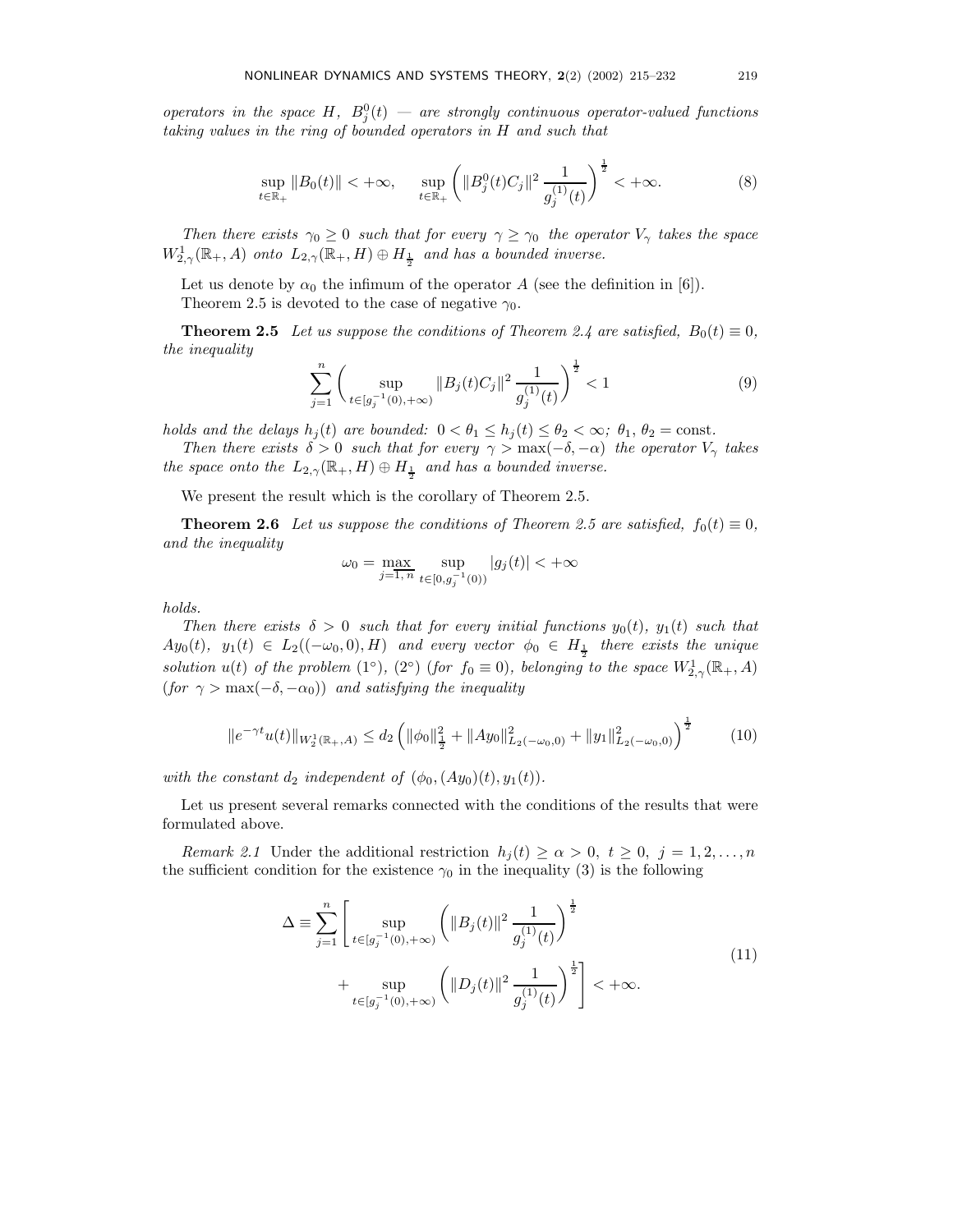*operators in the space $H$, $B_j^0(t)$ — are strongly continuous operator-valued functions taking values in the ring of bounded operators in $H$ and such that*

$$\sup_{t\in\mathbb{R}_+} \|B_0(t)\| < +\infty, \qquad \sup_{t\in\mathbb{R}_+} \left( \|B_j^0(t)C_j\|^2 \frac{1}{g_j^{(1)}(t)} \right)^{\frac{1}{2}} < +\infty. \tag{8}$$

*Then there exists $\gamma_0 \geq 0$ such that for every $\gamma \geq \gamma_0$ the operator $V_\gamma$ takes the space $W_{2,\gamma}^1(\mathbb{R}_+, A)$ onto $L_{2,\gamma}(\mathbb{R}_+, H) \oplus H_{\frac{1}{2}}$ and has a bounded inverse.*

Let us denote by $\alpha_0$ the infimum of the operator $A$ (see the definition in [6]).

Theorem 2.5 is devoted to the case of negative $\gamma_0$.

**Theorem 2.5** *Let us suppose the conditions of Theorem 2.4 are satisfied, $B_0(t) \equiv 0$, the inequality*

$$\sum_{j=1}^{n} \left( \sup_{t\in[g_j^{-1}(0),+\infty)} \|B_j(t)C_j\|^2 \frac{1}{g_j^{(1)}(t)} \right)^{\frac{1}{2}} < 1 \tag{9}$$

*holds and the delays $h_j(t)$ are bounded: $0 < \theta_1 \leq h_j(t) \leq \theta_2 < \infty$; $\theta_1$, $\theta_2 = \mathrm{const}$.*

*Then there exists $\delta > 0$ such that for every $\gamma > \max(-\delta, -\alpha)$ the operator $V_\gamma$ takes the space onto the $L_{2,\gamma}(\mathbb{R}_+, H) \oplus H_{\frac{1}{2}}$ and has a bounded inverse.*

We present the result which is the corollary of Theorem 2.5.

**Theorem 2.6** *Let us suppose the conditions of Theorem 2.5 are satisfied, $f_0(t) \equiv 0$, and the inequality*

$$\omega_0 = \max_{j=\overline{1,\,n}} \sup_{t\in[0,g_j^{-1}(0))} |g_j(t)| < +\infty$$

*holds.*

*Then there exists $\delta > 0$ such that for every initial functions $y_0(t)$, $y_1(t)$ such that $Ay_0(t)$, $y_1(t) \in L_2((-\omega_0, 0), H)$ and every vector $\phi_0 \in H_{\frac{1}{2}}$ there exists the unique solution $u(t)$ of the problem (1°), (2°) (for $f_0 \equiv 0$), belonging to the space $W_{2,\gamma}^1(\mathbb{R}_+, A)$ (for $\gamma > \max(-\delta, -\alpha_0)$) and satisfying the inequality*

$$\|e^{-\gamma t}u(t)\|_{W_2^1(\mathbb{R}_+,A)} \leq d_2 \left( \|\phi_0\|_{\frac{1}{2}}^2 + \|Ay_0\|_{L_2(-\omega_0,0)}^2 + \|y_1\|_{L_2(-\omega_0,0)}^2 \right)^{\frac{1}{2}} \tag{10}$$

*with the constant $d_2$ independent of $(\phi_0, (Ay_0)(t), y_1(t))$.*

Let us present several remarks connected with the conditions of the results that were formulated above.

*Remark 2.1* Under the additional restriction $h_j(t) \geq \alpha > 0$, $t \geq 0$, $j = 1, 2, \dots, n$ the sufficient condition for the existence $\gamma_0$ in the inequality (3) is the following

$$\begin{aligned} \Delta \equiv \sum_{j=1}^{n} \Bigg[ &\sup_{t\in[g_j^{-1}(0),+\infty)} \left( \|B_j(t)\|^2 \frac{1}{g_j^{(1)}(t)} \right)^{\frac{1}{2}} \\ &+ \sup_{t\in[g_j^{-1}(0),+\infty)} \left( \|D_j(t)\|^2 \frac{1}{g_j^{(1)}(t)} \right)^{\frac{1}{2}} \Bigg] < +\infty. \end{aligned} \tag{11}$$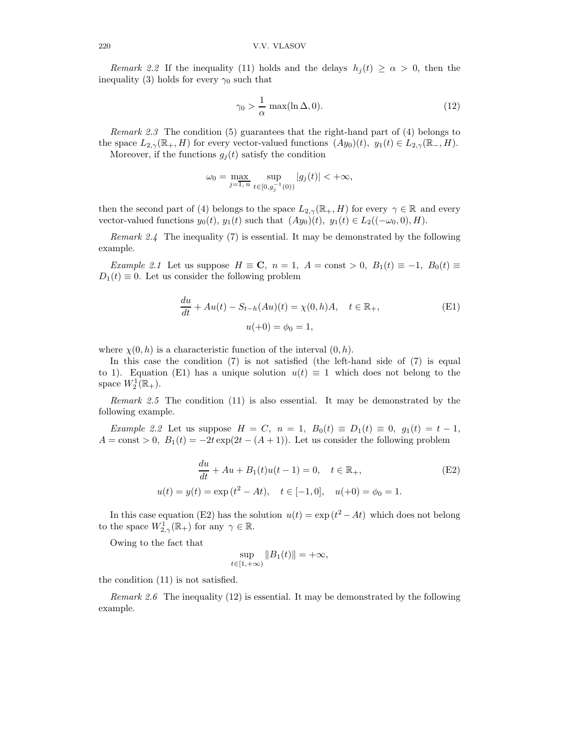*Remark 2.2* If the inequality (11) holds and the delays $h_j(t) \geq \alpha > 0$, then the inequality (3) holds for every $\gamma_0$ such that

$$\gamma_0 > \frac{1}{\alpha}\ \max(\ln \Delta, 0). \tag{12}$$

*Remark 2.3* The condition (5) guarantees that the right-hand part of (4) belongs to the space $L_{2,\gamma}(\mathbb{R}_+, H)$ for every vector-valued functions $(Ay_0)(t),\ y_1(t) \in L_{2,\gamma}(\mathbb{R}_-, H)$.

Moreover, if the functions $g_j(t)$ satisfy the condition

$$\omega_0 = \max_{j=\overline{1,\,n}}\ \sup_{t\in[0,g_j^{-1}(0))} |g_j(t)| < +\infty,$$

then the second part of (4) belongs to the space $L_{2,\gamma}(\mathbb{R}_+, H)$ for every $\gamma \in \mathbb{R}$ and every vector-valued functions $y_0(t),\, y_1(t)$ such that $(Ay_0)(t),\ y_1(t) \in L_2((-\omega_0, 0), H)$.

*Remark 2.4* The inequality (7) is essential. It may be demonstrated by the following example.

*Example 2.1* Let us suppose $H \equiv \mathbf{C},\ n = 1,\ A = \mathrm{const} > 0,\ B_1(t) \equiv -1,\ B_0(t) \equiv D_1(t) \equiv 0$. Let us consider the following problem

$$\frac{du}{dt} + Au(t) - S_{t-h}(Au)(t) = \chi(0,h)A, \quad t \in \mathbb{R}_+, \tag{E1}$$
$$u(+0) = \phi_0 = 1,$$

where $\chi(0,h)$ is a characteristic function of the interval $(0,h)$.

In this case the condition (7) is not satisfied (the left-hand side of (7) is equal to 1). Equation (E1) has a unique solution $u(t) \equiv 1$ which does not belong to the space $W_2^1(\mathbb{R}_+)$.

*Remark 2.5* The condition (11) is also essential. It may be demonstrated by the following example.

*Example 2.2* Let us suppose $H = C,\ n = 1,\ B_0(t) \equiv D_1(t) \equiv 0,\ g_1(t) = t - 1,$ $A = \mathrm{const} > 0,\ B_1(t) = -2t\exp(2t - (A+1))$. Let us consider the following problem

$$\frac{du}{dt} + Au + B_1(t)u(t-1) = 0, \quad t \in \mathbb{R}_+, \tag{E2}$$
$$u(t) = y(t) = \exp\left(t^2 - At\right), \quad t \in [-1, 0], \quad u(+0) = \phi_0 = 1.$$

In this case equation (E2) has the solution $u(t) = \exp\left(t^2 - At\right)$ which does not belong to the space $W_{2,\gamma}^1(\mathbb{R}_+)$ for any $\gamma \in \mathbb{R}$.

Owing to the fact that

$$\sup_{t\in[1,+\infty)} \|B_1(t)\| = +\infty,$$

the condition (11) is not satisfied.

*Remark 2.6* The inequality (12) is essential. It may be demonstrated by the following example.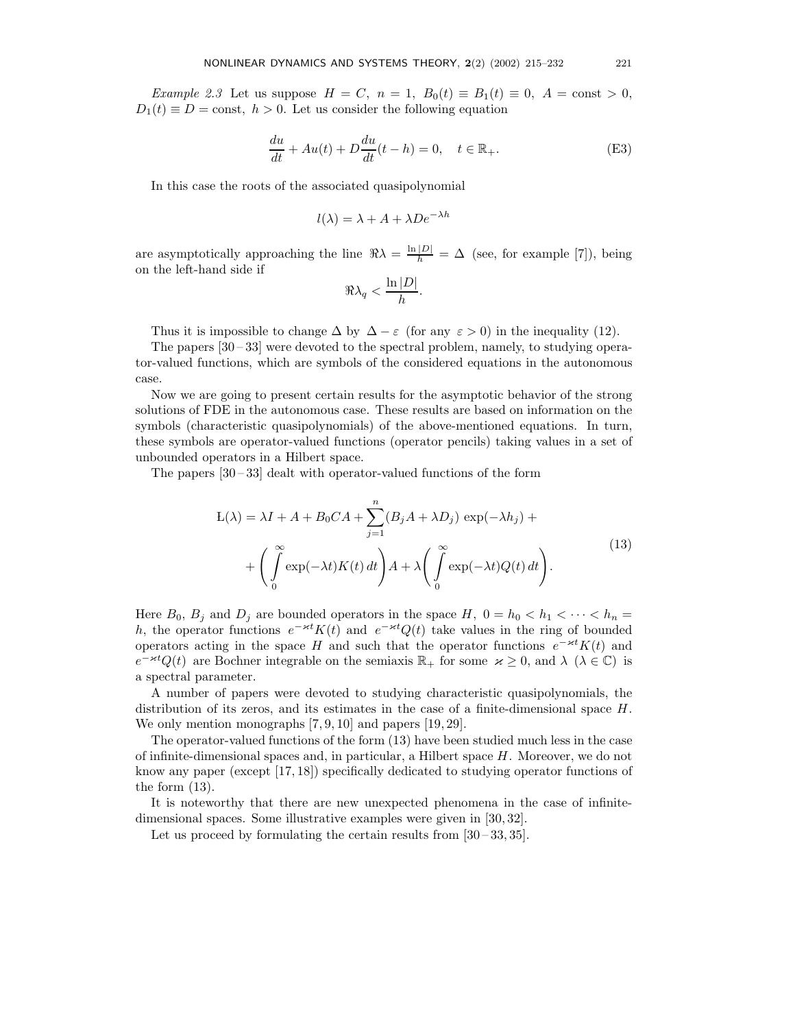*Example 2.3* Let us suppose $H = C$, $n = 1$, $B_0(t) \equiv B_1(t) \equiv 0$, $A = \text{const} > 0$, $D_1(t) \equiv D = \text{const}$, $h > 0$. Let us consider the following equation

$$\frac{du}{dt} + Au(t) + D\frac{du}{dt}(t-h) = 0, \quad t \in \mathbb{R}_+. \tag{E3}$$

In this case the roots of the associated quasipolynomial

$$l(\lambda) = \lambda + A + \lambda D e^{-\lambda h}$$

are asymptotically approaching the line $\Re\lambda = \frac{\ln|D|}{h} = \Delta$ (see, for example [7]), being on the left-hand side if

$$\Re\lambda_q < \frac{\ln|D|}{h}.$$

Thus it is impossible to change $\Delta$ by $\Delta - \varepsilon$ (for any $\varepsilon > 0$) in the inequality (12).

The papers [30 – 33] were devoted to the spectral problem, namely, to studying operator-valued functions, which are symbols of the considered equations in the autonomous case.

Now we are going to present certain results for the asymptotic behavior of the strong solutions of FDE in the autonomous case. These results are based on information on the symbols (characteristic quasipolynomials) of the above-mentioned equations. In turn, these symbols are operator-valued functions (operator pencils) taking values in a set of unbounded operators in a Hilbert space.

The papers [30 – 33] dealt with operator-valued functions of the form

$$\begin{aligned} \mathrm{L}(\lambda) = \lambda I + A + B_0 CA + \sum_{j=1}^{n} (B_j A + \lambda D_j)\, \exp(-\lambda h_j) + \\ + \left( \int_0^\infty \exp(-\lambda t) K(t)\, dt \right) A + \lambda \left( \int_0^\infty \exp(-\lambda t) Q(t)\, dt \right). \end{aligned} \tag{13}$$

Here $B_0$, $B_j$ and $D_j$ are bounded operators in the space $H$, $0 = h_0 < h_1 < \dots < h_n = h$, the operator functions $e^{-\varkappa t}K(t)$ and $e^{-\varkappa t}Q(t)$ take values in the ring of bounded operators acting in the space $H$ and such that the operator functions $e^{-\varkappa t}K(t)$ and $e^{-\varkappa t}Q(t)$ are Bochner integrable on the semiaxis $\mathbb{R}_+$ for some $\varkappa \geq 0$, and $\lambda$ ($\lambda \in \mathbb{C}$) is a spectral parameter.

A number of papers were devoted to studying characteristic quasipolynomials, the distribution of its zeros, and its estimates in the case of a finite-dimensional space $H$. We only mention monographs [7, 9, 10] and papers [19, 29].

The operator-valued functions of the form (13) have been studied much less in the case of infinite-dimensional spaces and, in particular, a Hilbert space $H$. Moreover, we do not know any paper (except [17, 18]) specifically dedicated to studying operator functions of the form (13).

It is noteworthy that there are new unexpected phenomena in the case of infinite-dimensional spaces. Some illustrative examples were given in [30, 32].

Let us proceed by formulating the certain results from [30 – 33, 35].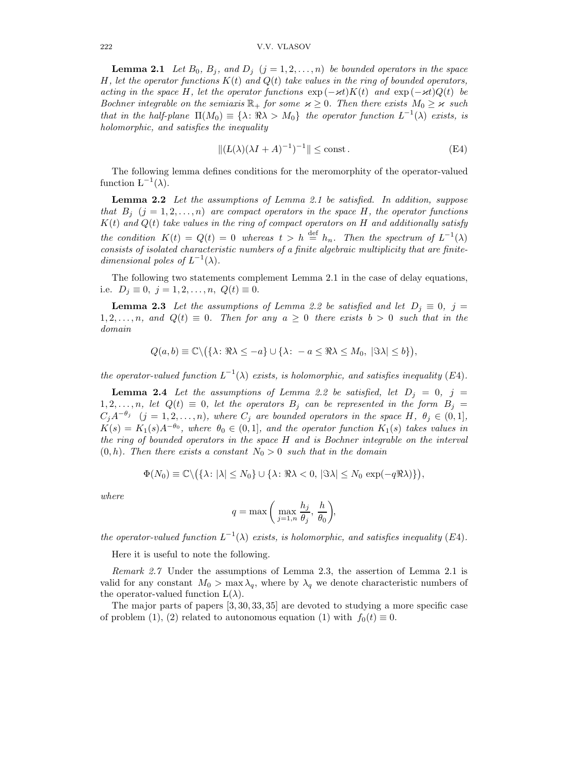**Lemma 2.1** *Let $B_0$, $B_j$, and $D_j$ $(j = 1, 2, \ldots, n)$ be bounded operators in the space $H$, let the operator functions $K(t)$ and $Q(t)$ take values in the ring of bounded operators, acting in the space $H$, let the operator functions $\exp(-\varkappa t)K(t)$ and $\exp(-\varkappa t)Q(t)$ be Bochner integrable on the semiaxis $\mathbb{R}_+$ for some $\varkappa \geq 0$. Then there exists $M_0 \geq \varkappa$ such that in the half-plane $\Pi(M_0) \equiv \{\lambda\colon \Re\lambda > M_0\}$ the operator function $L^{-1}(\lambda)$ exists, is holomorphic, and satisfies the inequality*

$$\|(L(\lambda)(\lambda I + A)^{-1})^{-1}\| \leq \text{const}. \tag{E4}$$

The following lemma defines conditions for the meromorphity of the operator-valued function $L^{-1}(\lambda)$.

**Lemma 2.2** *Let the assumptions of Lemma 2.1 be satisfied. In addition, suppose that $B_j$ $(j = 1, 2, \ldots, n)$ are compact operators in the space $H$, the operator functions $K(t)$ and $Q(t)$ take values in the ring of compact operators on $H$ and additionally satisfy the condition $K(t) = Q(t) = 0$ whereas $t > h \stackrel{\text{def}}{=} h_n$. Then the spectrum of $L^{-1}(\lambda)$ consists of isolated characteristic numbers of a finite algebraic multiplicity that are finite-dimensional poles of $L^{-1}(\lambda)$.*

The following two statements complement Lemma 2.1 in the case of delay equations, i.e. $D_j \equiv 0$, $j = 1, 2, \ldots, n$, $Q(t) \equiv 0$.

**Lemma 2.3** *Let the assumptions of Lemma 2.2 be satisfied and let $D_j \equiv 0$, $j = 1, 2, \ldots, n$, and $Q(t) \equiv 0$. Then for any $a \geq 0$ there exists $b > 0$ such that in the domain*

$$Q(a, b) \equiv \mathbb{C} \backslash \bigl(\{\lambda\colon \Re\lambda \leq -a\} \cup \{\lambda\colon -a \leq \Re\lambda \leq M_0,\ |\Im\lambda| \leq b\}\bigr),$$

*the operator-valued function $L^{-1}(\lambda)$ exists, is holomorphic, and satisfies inequality (E4).*

**Lemma 2.4** *Let the assumptions of Lemma 2.2 be satisfied, let $D_j = 0$, $j = 1, 2, \ldots, n$, let $Q(t) \equiv 0$, let the operators $B_j$ can be represented in the form $B_j = C_j A^{-\theta_j}$ $(j = 1, 2, \ldots, n)$, where $C_j$ are bounded operators in the space $H$, $\theta_j \in (0, 1]$, $K(s) = K_1(s) A^{-\theta_0}$, where $\theta_0 \in (0, 1]$, and the operator function $K_1(s)$ takes values in the ring of bounded operators in the space $H$ and is Bochner integrable on the interval $(0, h)$. Then there exists a constant $N_0 > 0$ such that in the domain*

$$\Phi(N_0) \equiv \mathbb{C} \backslash \bigl(\{\lambda\colon |\lambda| \leq N_0\} \cup \{\lambda\colon \Re\lambda < 0,\ |\Im\lambda| \leq N_0 \exp(-q\Re\lambda)\}\bigr),$$

*where*

$$q = \max\left(\max_{j=1,n} \frac{h_j}{\theta_j},\ \frac{h}{\theta_0}\right),$$

*the operator-valued function $L^{-1}(\lambda)$ exists, is holomorphic, and satisfies inequality (E4).*

Here it is useful to note the following.

*Remark 2.7* Under the assumptions of Lemma 2.3, the assertion of Lemma 2.1 is valid for any constant $M_0 > \max \lambda_q$, where by $\lambda_q$ we denote characteristic numbers of the operator-valued function $L(\lambda)$.

The major parts of papers [3, 30, 33, 35] are devoted to studying a more specific case of problem (1), (2) related to autonomous equation (1) with $f_0(t) \equiv 0$.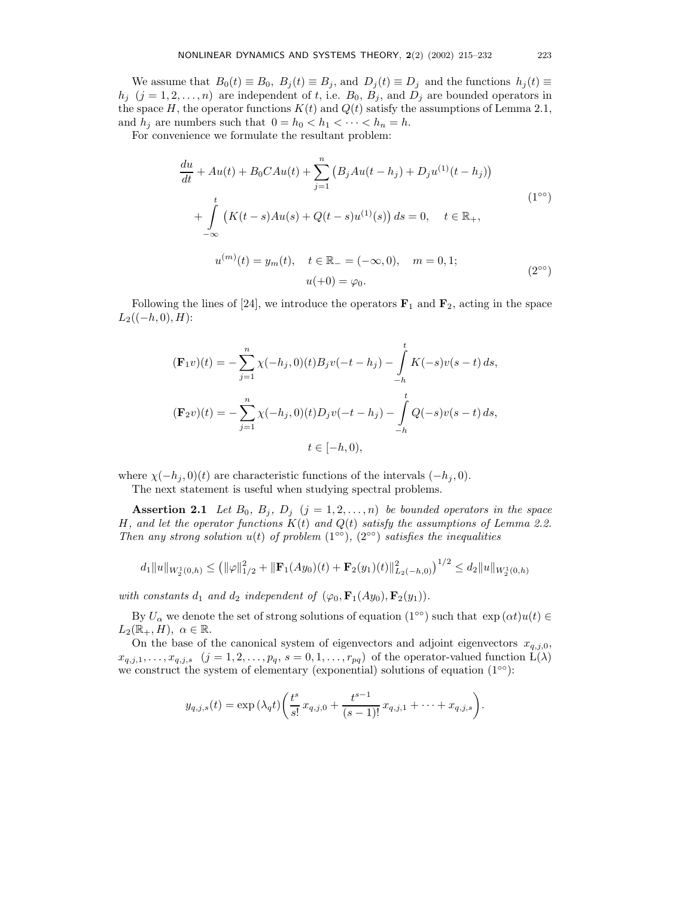We assume that $B_0(t) \equiv B_0$, $B_j(t) \equiv B_j$, and $D_j(t) \equiv D_j$ and the functions $h_j(t) \equiv h_j$ $(j = 1, 2, \dots, n)$ are independent of $t$, i.e. $B_0$, $B_j$, and $D_j$ are bounded operators in the space $H$, the operator functions $K(t)$ and $Q(t)$ satisfy the assumptions of Lemma 2.1, and $h_j$ are numbers such that $0 = h_0 < h_1 < \dots < h_n = h$.

For convenience we formulate the resultant problem:

$$\frac{du}{dt} + Au(t) + B_0 CAu(t) + \sum_{j=1}^{n} \big(B_j Au(t - h_j) + D_j u^{(1)}(t - h_j)\big) + \int_{-\infty}^{t} \big(K(t - s)Au(s) + Q(t - s)u^{(1)}(s)\big)\, ds = 0, \quad t \in \mathbb{R}_+, \tag{$1^{\circ\circ}$}$$

$$u^{(m)}(t) = y_m(t), \quad t \in \mathbb{R}_- = (-\infty, 0), \quad m = 0, 1; \qquad u(+0) = \varphi_0. \tag{$2^{\circ\circ}$}$$

Following the lines of [24], we introduce the operators $\mathbf{F}_1$ and $\mathbf{F}_2$, acting in the space $L_2((-h, 0), H)$:

$$(\mathbf{F}_1 v)(t) = -\sum_{j=1}^{n} \chi(-h_j, 0)(t) B_j v(-t - h_j) - \int_{-h}^{t} K(-s)v(s - t)\, ds,$$

$$(\mathbf{F}_2 v)(t) = -\sum_{j=1}^{n} \chi(-h_j, 0)(t) D_j v(-t - h_j) - \int_{-h}^{t} Q(-s)v(s - t)\, ds,$$

$$t \in [-h, 0),$$

where $\chi(-h_j, 0)(t)$ are characteristic functions of the intervals $(-h_j, 0)$.

The next statement is useful when studying spectral problems.

**Assertion 2.1** *Let $B_0$, $B_j$, $D_j$ $(j = 1, 2, \dots, n)$ be bounded operators in the space $H$, and let the operator functions $K(t)$ and $Q(t)$ satisfy the assumptions of Lemma 2.2. Then any strong solution $u(t)$ of problem $(1^{\circ\circ})$, $(2^{\circ\circ})$ satisfies the inequalities*

$$d_1 \|u\|_{W_2^1(0,h)} \le \big(\|\varphi\|_{1/2}^2 + \|\mathbf{F}_1(Ay_0)(t) + \mathbf{F}_2(y_1)(t)\|_{L_2(-h,0)}^2\big)^{1/2} \le d_2 \|u\|_{W_2^1(0,h)}$$

*with constants $d_1$ and $d_2$ independent of $(\varphi_0, \mathbf{F}_1(Ay_0), \mathbf{F}_2(y_1))$.*

By $U_\alpha$ we denote the set of strong solutions of equation $(1^{\circ\circ})$ such that $\exp(\alpha t)u(t) \in L_2(\mathbb{R}_+, H)$, $\alpha \in \mathbb{R}$.

On the base of the canonical system of eigenvectors and adjoint eigenvectors $x_{q,j,0}$, $x_{q,j,1}, \dots, x_{q,j,s}$ $(j = 1, 2, \dots, p_q,\ s = 0, 1, \dots, r_{pq})$ of the operator-valued function $\mathrm{L}(\lambda)$ we construct the system of elementary (exponential) solutions of equation $(1^{\circ\circ})$:

$$y_{q,j,s}(t) = \exp(\lambda_q t)\bigg(\frac{t^s}{s!}\, x_{q,j,0} + \frac{t^{s-1}}{(s-1)!}\, x_{q,j,1} + \dots + x_{q,j,s}\bigg).$$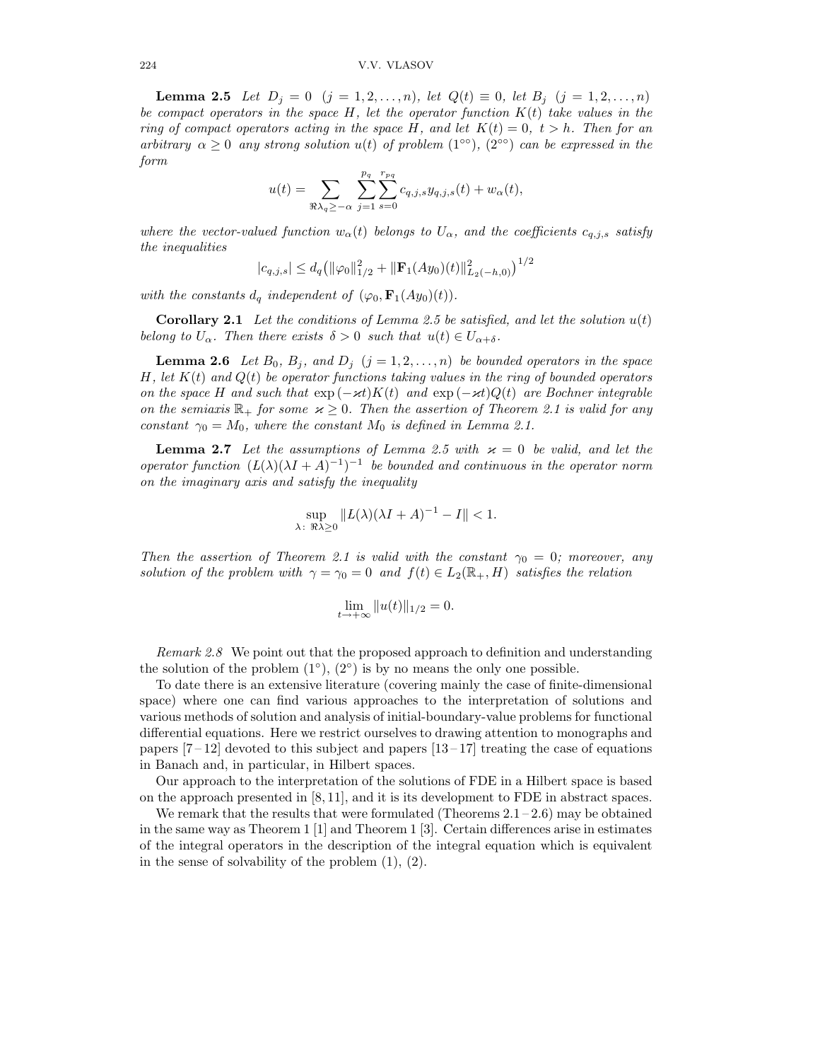**Lemma 2.5** *Let $D_j = 0$ $(j = 1, 2, \ldots, n)$, let $Q(t) \equiv 0$, let $B_j$ $(j = 1, 2, \ldots, n)$ be compact operators in the space $H$, let the operator function $K(t)$ take values in the ring of compact operators acting in the space $H$, and let $K(t) = 0$, $t > h$. Then for an arbitrary $\alpha \geq 0$ any strong solution $u(t)$ of problem $(1^{\circ\circ})$, $(2^{\circ\circ})$ can be expressed in the form*

$$u(t) = \sum_{\Re\lambda_q \geq -\alpha} \sum_{j=1}^{p_q} \sum_{s=0}^{r_{pq}} c_{q,j,s} y_{q,j,s}(t) + w_\alpha(t),$$

*where the vector-valued function $w_\alpha(t)$ belongs to $U_\alpha$, and the coefficients $c_{q,j,s}$ satisfy the inequalities*

$$|c_{q,j,s}| \leq d_q \big(\|\varphi_0\|_{1/2}^2 + \|\mathbf{F}_1(Ay_0)(t)\|_{L_2(-h,0)}^2\big)^{1/2}$$

*with the constants $d_q$ independent of $(\varphi_0, \mathbf{F}_1(Ay_0)(t))$.*

**Corollary 2.1** *Let the conditions of Lemma 2.5 be satisfied, and let the solution $u(t)$ belong to $U_\alpha$. Then there exists $\delta > 0$ such that $u(t) \in U_{\alpha+\delta}$.*

**Lemma 2.6** *Let $B_0$, $B_j$, and $D_j$ $(j = 1, 2, \ldots, n)$ be bounded operators in the space $H$, let $K(t)$ and $Q(t)$ be operator functions taking values in the ring of bounded operators on the space $H$ and such that $\exp(-\varkappa t)K(t)$ and $\exp(-\varkappa t)Q(t)$ are Bochner integrable on the semiaxis $\mathbb{R}_+$ for some $\varkappa \geq 0$. Then the assertion of Theorem 2.1 is valid for any constant $\gamma_0 = M_0$, where the constant $M_0$ is defined in Lemma 2.1.*

**Lemma 2.7** *Let the assumptions of Lemma 2.5 with $\varkappa = 0$ be valid, and let the operator function $(L(\lambda)(\lambda I + A)^{-1})^{-1}$ be bounded and continuous in the operator norm on the imaginary axis and satisfy the inequality*

$$\sup_{\lambda:\ \Re\lambda \geq 0} \|L(\lambda)(\lambda I + A)^{-1} - I\| < 1.$$

*Then the assertion of Theorem 2.1 is valid with the constant $\gamma_0 = 0$; moreover, any solution of the problem with $\gamma = \gamma_0 = 0$ and $f(t) \in L_2(\mathbb{R}_+, H)$ satisfies the relation*

$$\lim_{t \to +\infty} \|u(t)\|_{1/2} = 0.$$

*Remark 2.8* We point out that the proposed approach to definition and understanding the solution of the problem $(1^\circ)$, $(2^\circ)$ is by no means the only one possible.

To date there is an extensive literature (covering mainly the case of finite-dimensional space) where one can find various approaches to the interpretation of solutions and various methods of solution and analysis of initial-boundary-value problems for functional differential equations. Here we restrict ourselves to drawing attention to monographs and papers [7 – 12] devoted to this subject and papers [13 – 17] treating the case of equations in Banach and, in particular, in Hilbert spaces.

Our approach to the interpretation of the solutions of FDE in a Hilbert space is based on the approach presented in [8, 11], and it is its development to FDE in abstract spaces.

We remark that the results that were formulated (Theorems 2.1 – 2.6) may be obtained in the same way as Theorem 1 [1] and Theorem 1 [3]. Certain differences arise in estimates of the integral operators in the description of the integral equation which is equivalent in the sense of solvability of the problem (1), (2).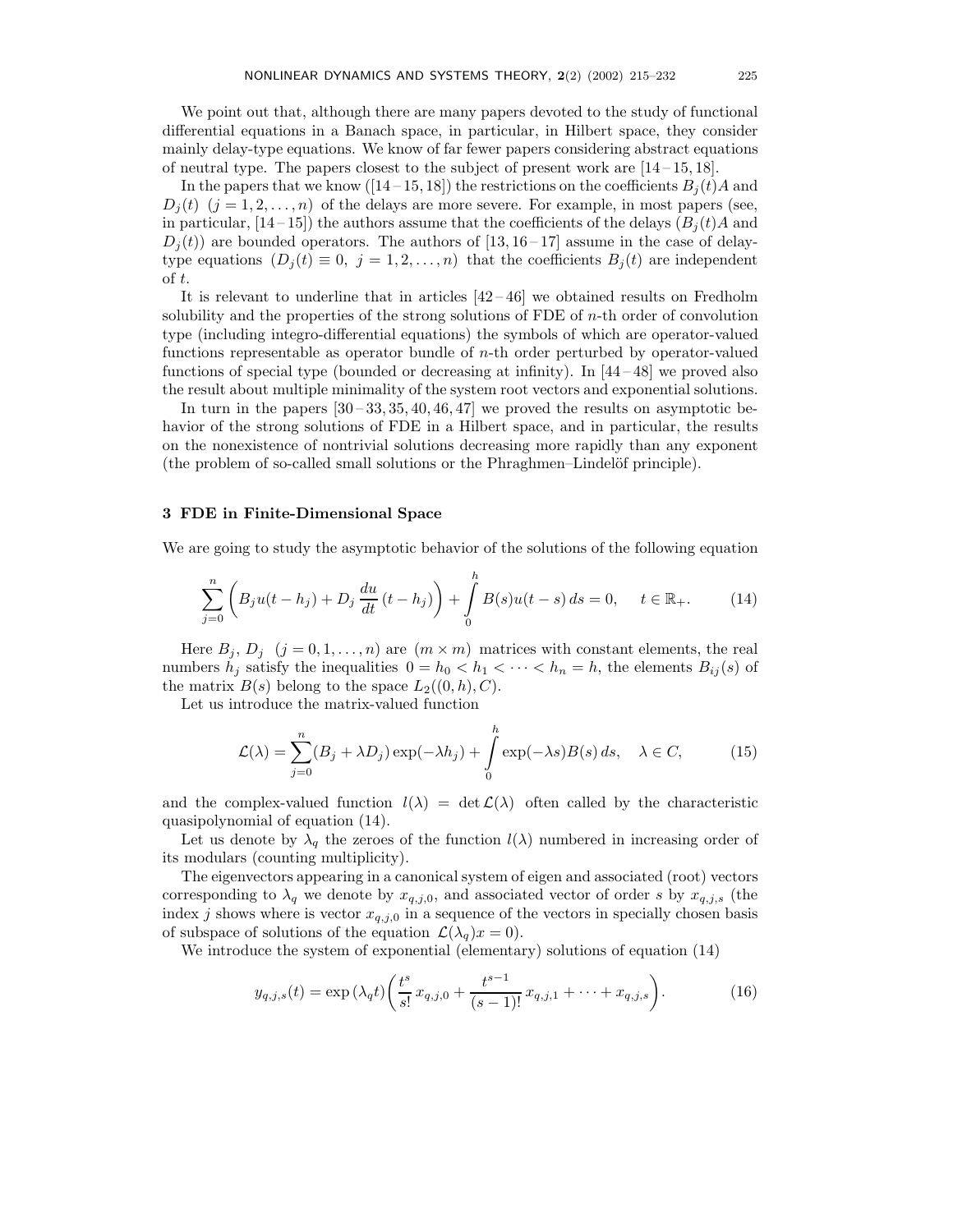We point out that, although there are many papers devoted to the study of functional differential equations in a Banach space, in particular, in Hilbert space, they consider mainly delay-type equations. We know of far fewer papers considering abstract equations of neutral type. The papers closest to the subject of present work are [14 – 15, 18].

In the papers that we know ([14 – 15, 18]) the restrictions on the coefficients $B_j(t)A$ and $D_j(t)$ $(j = 1, 2, \dots, n)$ of the delays are more severe. For example, in most papers (see, in particular, [14 – 15]) the authors assume that the coefficients of the delays ($B_j(t)A$ and $D_j(t)$) are bounded operators. The authors of [13, 16 – 17] assume in the case of delay-type equations $(D_j(t) \equiv 0,\ j = 1, 2, \dots, n)$ that the coefficients $B_j(t)$ are independent of $t$.

It is relevant to underline that in articles [42 – 46] we obtained results on Fredholm solubility and the properties of the strong solutions of FDE of $n$-th order of convolution type (including integro-differential equations) the symbols of which are operator-valued functions representable as operator bundle of $n$-th order perturbed by operator-valued functions of special type (bounded or decreasing at infinity). In [44 – 48] we proved also the result about multiple minimality of the system root vectors and exponential solutions.

In turn in the papers [30 – 33, 35, 40, 46, 47] we proved the results on asymptotic behavior of the strong solutions of FDE in a Hilbert space, and in particular, the results on the nonexistence of nontrivial solutions decreasing more rapidly than any exponent (the problem of so-called small solutions or the Phraghmen–Lindelöf principle).

## 3 FDE in Finite-Dimensional Space

We are going to study the asymptotic behavior of the solutions of the following equation

$$\sum_{j=0}^{n} \left( B_j u(t - h_j) + D_j \frac{du}{dt}(t - h_j) \right) + \int_0^h B(s) u(t - s)\, ds = 0, \qquad t \in \mathbb{R}_+. \tag{14}$$

Here $B_j$, $D_j$ $(j = 0, 1, \dots, n)$ are $(m \times m)$ matrices with constant elements, the real numbers $h_j$ satisfy the inequalities $0 = h_0 < h_1 < \dots < h_n = h$, the elements $B_{ij}(s)$ of the matrix $B(s)$ belong to the space $L_2((0, h), C)$.

Let us introduce the matrix-valued function

$$\mathcal{L}(\lambda) = \sum_{j=0}^{n} (B_j + \lambda D_j) \exp(-\lambda h_j) + \int_0^h \exp(-\lambda s) B(s)\, ds, \quad \lambda \in C, \tag{15}$$

and the complex-valued function $l(\lambda) = \det \mathcal{L}(\lambda)$ often called by the characteristic quasipolynomial of equation (14).

Let us denote by $\lambda_q$ the zeroes of the function $l(\lambda)$ numbered in increasing order of its modulars (counting multiplicity).

The eigenvectors appearing in a canonical system of eigen and associated (root) vectors corresponding to $\lambda_q$ we denote by $x_{q,j,0}$, and associated vector of order $s$ by $x_{q,j,s}$ (the index $j$ shows where is vector $x_{q,j,0}$ in a sequence of the vectors in specially chosen basis of subspace of solutions of the equation $\mathcal{L}(\lambda_q)x = 0$).

We introduce the system of exponential (elementary) solutions of equation (14)

$$y_{q,j,s}(t) = \exp(\lambda_q t) \left( \frac{t^s}{s!} x_{q,j,0} + \frac{t^{s-1}}{(s-1)!} x_{q,j,1} + \dots + x_{q,j,s} \right). \tag{16}$$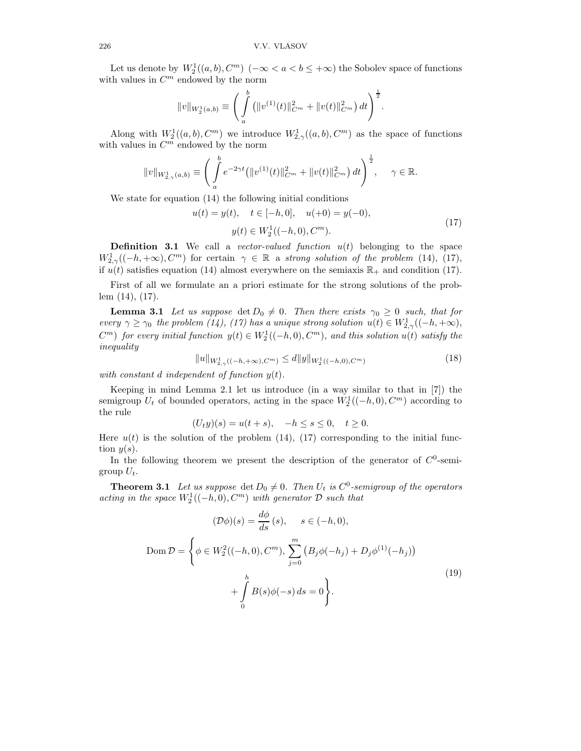Let us denote by $W_2^1((a,b), C^m)$ $(-\infty < a < b \leq +\infty)$ the Sobolev space of functions with values in $C^m$ endowed by the norm

$$\|v\|_{W_2^1(a,b)} \equiv \left( \int_a^b \left( \|v^{(1)}(t)\|_{C^m}^2 + \|v(t)\|_{C^m}^2 \right) dt \right)^{\frac{1}{2}}.$$

Along with $W_2^1((a,b), C^m)$ we introduce $W_{2,\gamma}^1((a,b), C^m)$ as the space of functions with values in $C^m$ endowed by the norm

$$\|v\|_{W_{2,\gamma}^1(a,b)} \equiv \left( \int_a^b e^{-2\gamma t} \left( \|v^{(1)}(t)\|_{C^m}^2 + \|v(t)\|_{C^m}^2 \right) dt \right)^{\frac{1}{2}}, \quad \gamma \in \mathbb{R}.$$

We state for equation (14) the following initial conditions

$$\begin{gathered} u(t) = y(t), \quad t \in [-h, 0], \quad u(+0) = y(-0), \\ y(t) \in W_2^1((-h, 0), C^m). \end{gathered} \tag{17}$$

**Definition 3.1** We call a *vector-valued function* $u(t)$ belonging to the space $W_{2,\gamma}^1((-h, +\infty), C^m)$ for certain $\gamma \in \mathbb{R}$ a *strong solution of the problem* (14), (17), if $u(t)$ satisfies equation (14) almost everywhere on the semiaxis $\mathbb{R}_+$ and condition (17).

First of all we formulate an a priori estimate for the strong solutions of the problem (14), (17).

**Lemma 3.1** *Let us suppose* $\det D_0 \neq 0$. *Then there exists* $\gamma_0 \geq 0$ *such, that for every* $\gamma \geq \gamma_0$ *the problem (14), (17) has a unique strong solution* $u(t) \in W_{2,\gamma}^1((-h, +\infty), C^m)$ *for every initial function* $y(t) \in W_2^1((-h, 0), C^m)$*, and this solution* $u(t)$ *satisfy the inequality*

$$\|u\|_{W_{2,\gamma}^1((-h,+\infty),C^m)} \leq d \|y\|_{W_2^1((-h,0),C^m)} \tag{18}$$

*with constant* $d$ *independent of function* $y(t)$.

Keeping in mind Lemma 2.1 let us introduce (in a way similar to that in [7]) the semigroup $U_t$ of bounded operators, acting in the space $W_2^1((-h, 0), C^m)$ according to the rule

$$(U_t y)(s) = u(t + s), \quad -h \leq s \leq 0, \quad t \geq 0.$$

Here $u(t)$ is the solution of the problem (14), (17) corresponding to the initial function $y(s)$.

In the following theorem we present the description of the generator of $C^0$-semigroup $U_t$.

**Theorem 3.1** *Let us suppose* $\det D_0 \neq 0$. *Then* $U_t$ *is* $C^0$*-semigroup of the operators acting in the space* $W_2^1((-h, 0), C^m)$ *with generator* $\mathcal{D}$ *such that*

$$\begin{gathered} (\mathcal{D}\phi)(s) = \frac{d\phi}{ds}(s), \quad s \in (-h, 0), \\ \operatorname{Dom} \mathcal{D} = \left\{ \phi \in W_2^2((-h, 0), C^m), \sum_{j=0}^m \left( B_j \phi(-h_j) + D_j \phi^{(1)}(-h_j) \right) \right. \\ \left. + \int_0^h B(s) \phi(-s)\, ds = 0 \right\}. \end{gathered} \tag{19}$$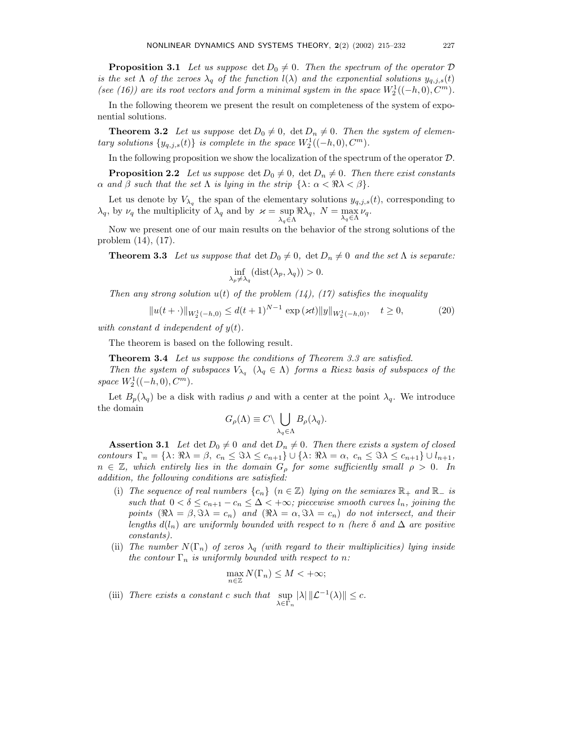**Proposition 3.1** *Let us suppose* $\det D_0 \neq 0$*. Then the spectrum of the operator* $\mathcal{D}$ *is the set* $\Lambda$ *of the zeroes* $\lambda_q$ *of the function* $l(\lambda)$ *and the exponential solutions* $y_{q,j,s}(t)$ *(see (16)) are its root vectors and form a minimal system in the space* $W_2^1((-h,0),C^m)$*.*

In the following theorem we present the result on completeness of the system of exponential solutions.

**Theorem 3.2** *Let us suppose* $\det D_0 \neq 0$*,* $\det D_n \neq 0$*. Then the system of elementary solutions* $\{y_{q,j,s}(t)\}$ *is complete in the space* $W_2^1((-h,0),C^m)$*.*

In the following proposition we show the localization of the spectrum of the operator $\mathcal{D}$.

**Proposition 2.2** *Let us suppose* $\det D_0 \neq 0$*,* $\det D_n \neq 0$*. Then there exist constants* $\alpha$ *and* $\beta$ *such that the set* $\Lambda$ *is lying in the strip* $\{\lambda\colon \alpha < \Re\lambda < \beta\}$*.*

Let us denote by $V_{\lambda_q}$ the span of the elementary solutions $y_{q,j,s}(t)$, corresponding to $\lambda_q$, by $\nu_q$ the multiplicity of $\lambda_q$ and by $\varkappa = \sup\limits_{\lambda_q\in\Lambda} \Re\lambda_q$, $N = \max\limits_{\lambda_q\in\Lambda} \nu_q$.

Now we present one of our main results on the behavior of the strong solutions of the problem (14), (17).

**Theorem 3.3** *Let us suppose that* $\det D_0 \neq 0$*,* $\det D_n \neq 0$ *and the set* $\Lambda$ *is separate:*

$$\inf_{\lambda_p\neq\lambda_q} (\operatorname{dist}(\lambda_p,\lambda_q)) > 0.$$

*Then any strong solution* $u(t)$ *of the problem (14), (17) satisfies the inequality*

$$\|u(t+\cdot)\|_{W_2^1(-h,0)} \leq d(t+1)^{N-1} \exp(\varkappa t)\|y\|_{W_2^1(-h,0)}, \quad t \geq 0, \tag{20}$$

*with constant* $d$ *independent of* $y(t)$*.*

The theorem is based on the following result.

**Theorem 3.4** *Let us suppose the conditions of Theorem 3.3 are satisfied.*

*Then the system of subspaces* $V_{\lambda_q}$ $(\lambda_q \in \Lambda)$ *forms a Riesz basis of subspaces of the space* $W_2^1((-h,0),C^m)$*.*

Let $B_p(\lambda_q)$ be a disk with radius $\rho$ and with a center at the point $\lambda_q$. We introduce the domain

$$G_\rho(\Lambda) \equiv C \setminus \bigcup_{\lambda_q\in\Lambda} B_\rho(\lambda_q).$$

**Assertion 3.1** *Let* $\det D_0 \neq 0$ *and* $\det D_n \neq 0$*. Then there exists a system of closed contours* $\Gamma_n = \{\lambda\colon \Re\lambda = \beta,\ c_n \leq \Im\lambda \leq c_{n+1}\} \cup \{\lambda\colon \Re\lambda = \alpha,\ c_n \leq \Im\lambda \leq c_{n+1}\} \cup l_{n+1}$*,* $n \in \mathbb{Z}$*, which entirely lies in the domain* $G_\rho$ *for some sufficiently small* $\rho > 0$*. In addition, the following conditions are satisfied:*

- (i) *The sequence of real numbers* $\{c_n\}$ $(n \in \mathbb{Z})$ *lying on the semiaxes* $\mathbb{R}_+$ *and* $\mathbb{R}_-$ *is such that* $0 < \delta \leq c_{n+1} - c_n \leq \Delta < +\infty$*; piecewise smooth curves* $l_n$*, joining the points* $(\Re\lambda = \beta, \Im\lambda = c_n)$ *and* $(\Re\lambda = \alpha, \Im\lambda = c_n)$ *do not intersect, and their lengths* $d(l_n)$ *are uniformly bounded with respect to* $n$ *(here* $\delta$ *and* $\Delta$ *are positive constants).*
- (ii) *The number* $N(\Gamma_n)$ *of zeros* $\lambda_q$ *(with regard to their multiplicities) lying inside the contour* $\Gamma_n$ *is uniformly bounded with respect to* $n$*:*

$$\max_{n\in\mathbb{Z}} N(\Gamma_n) \leq M < +\infty;$$

- (iii) *There exists a constant* $c$ *such that* $\sup\limits_{\lambda\in\Gamma_n} |\lambda|\,\|\mathcal{L}^{-1}(\lambda)\| \leq c$*.*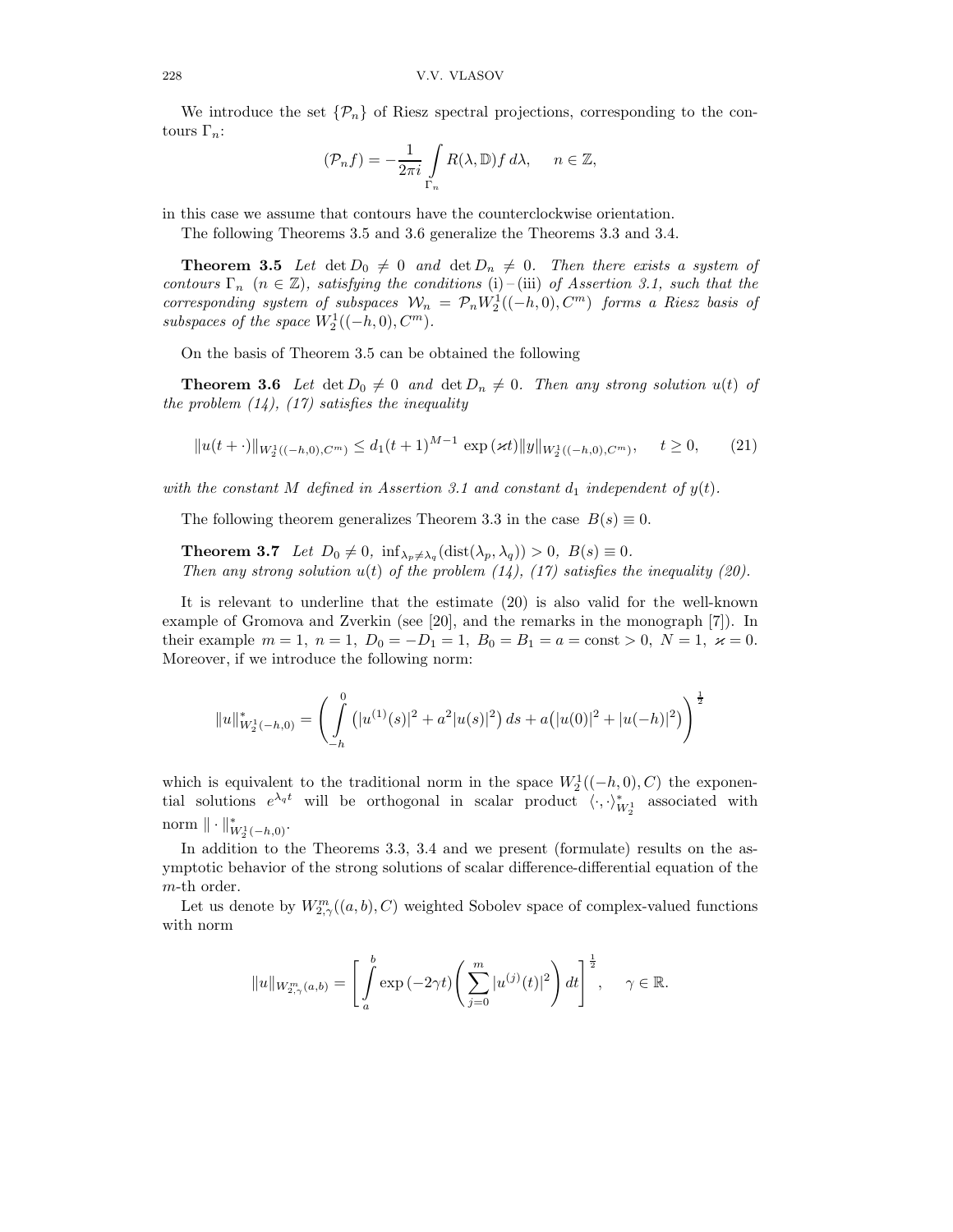We introduce the set $\{\mathcal{P}_n\}$ of Riesz spectral projections, corresponding to the contours $\Gamma_n$:

$$(\mathcal{P}_n f) = -\frac{1}{2\pi i} \int\limits_{\Gamma_n} R(\lambda, \mathbb{D}) f \, d\lambda, \qquad n \in \mathbb{Z},$$

in this case we assume that contours have the counterclockwise orientation.

The following Theorems 3.5 and 3.6 generalize the Theorems 3.3 and 3.4.

**Theorem 3.5** *Let* $\det D_0 \neq 0$ *and* $\det D_n \neq 0$. *Then there exists a system of contours* $\Gamma_n$ $(n \in \mathbb{Z})$, *satisfying the conditions* (i) – (iii) *of Assertion 3.1, such that the corresponding system of subspaces* $\mathcal{W}_n = \mathcal{P}_n W_2^1((-h,0), C^m)$ *forms a Riesz basis of subspaces of the space* $W_2^1((-h,0), C^m)$.

On the basis of Theorem 3.5 can be obtained the following

**Theorem 3.6** *Let* $\det D_0 \neq 0$ *and* $\det D_n \neq 0$. *Then any strong solution* $u(t)$ *of the problem (14), (17) satisfies the inequality*

$$\|u(t+\cdot)\|_{W_2^1((-h,0),C^m)} \leq d_1 (t+1)^{M-1} \exp(\varkappa t) \|y\|_{W_2^1((-h,0),C^m)}, \qquad t \geq 0, \qquad (21)$$

*with the constant* $M$ *defined in Assertion 3.1 and constant* $d_1$ *independent of* $y(t)$.

The following theorem generalizes Theorem 3.3 in the case $B(s) \equiv 0$.

**Theorem 3.7** *Let* $D_0 \neq 0$, $\inf_{\lambda_p \neq \lambda_q}(\mathrm{dist}(\lambda_p, \lambda_q)) > 0$, $B(s) \equiv 0$.
*Then any strong solution* $u(t)$ *of the problem (14), (17) satisfies the inequality (20).*

It is relevant to underline that the estimate (20) is also valid for the well-known example of Gromova and Zverkin (see [20], and the remarks in the monograph [7]). In their example $m = 1$, $n = 1$, $D_0 = -D_1 = 1$, $B_0 = B_1 = a = \text{const} > 0$, $N = 1$, $\varkappa = 0$. Moreover, if we introduce the following norm:

$$\|u\|^*_{W_2^1(-h,0)} = \left( \int\limits_{-h}^{0} \left( |u^{(1)}(s)|^2 + a^2 |u(s)|^2 \right) ds + a\left( |u(0)|^2 + |u(-h)|^2 \right) \right)^{\frac{1}{2}}$$

which is equivalent to the traditional norm in the space $W_2^1((-h,0), C)$ the exponential solutions $e^{\lambda_q t}$ will be orthogonal in scalar product $\langle \cdot, \cdot \rangle^*_{W_2^1}$ associated with norm $\| \cdot \|^*_{W_2^1(-h,0)}$.

In addition to the Theorems 3.3, 3.4 and we present (formulate) results on the asymptotic behavior of the strong solutions of scalar difference-differential equation of the $m$-th order.

Let us denote by $W^m_{2,\gamma}((a,b), C)$ weighted Sobolev space of complex-valued functions with norm

$$\|u\|_{W^m_{2,\gamma}(a,b)} = \left[ \int\limits_a^b \exp(-2\gamma t) \left( \sum_{j=0}^{m} |u^{(j)}(t)|^2 \right) dt \right]^{\frac{1}{2}}, \qquad \gamma \in \mathbb{R}.$$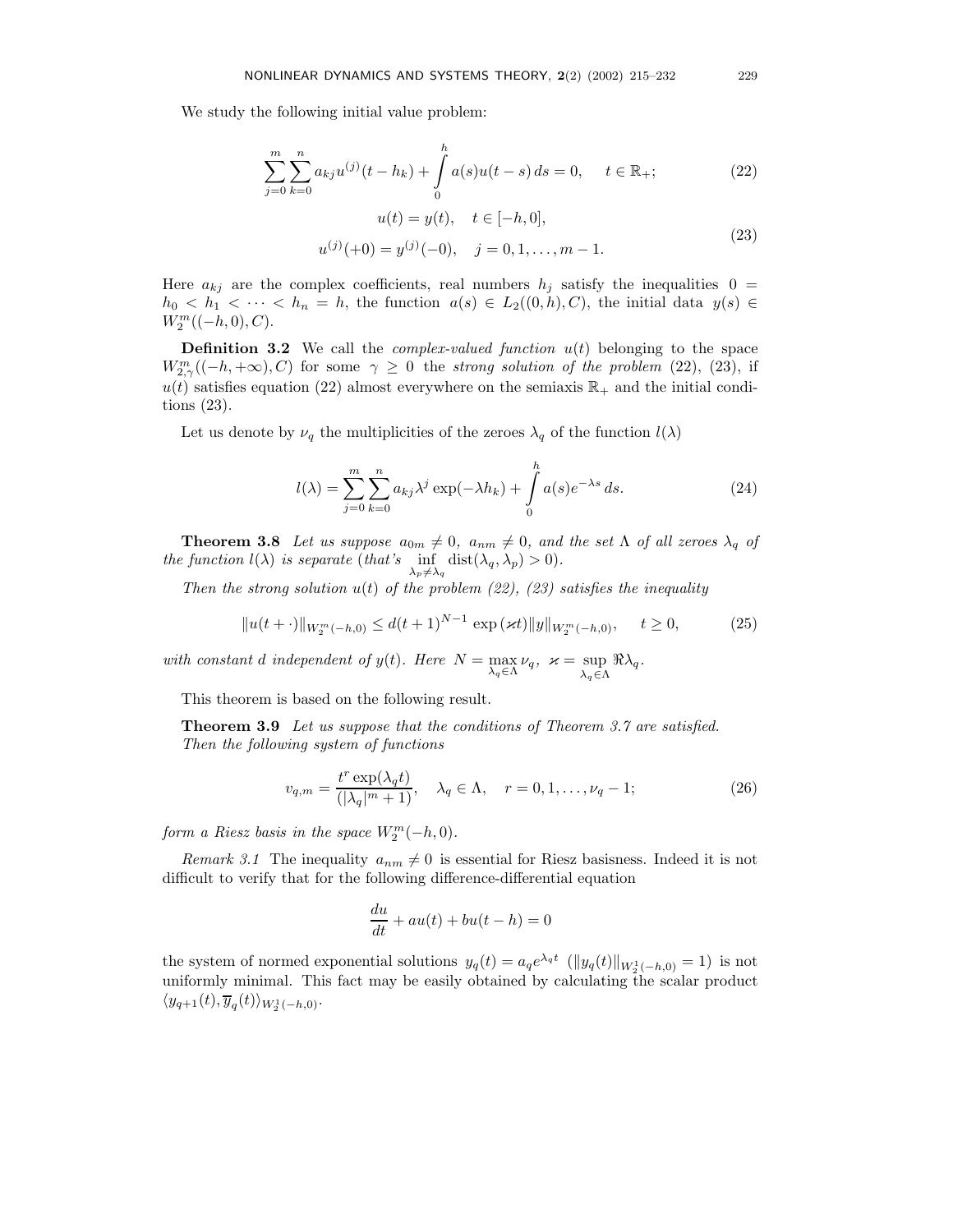We study the following initial value problem:

$$\sum_{j=0}^{m}\sum_{k=0}^{n} a_{kj} u^{(j)}(t-h_k) + \int_0^h a(s)u(t-s)\,ds = 0, \qquad t \in \mathbb{R}_+; \tag{22}$$

$$\begin{gathered} u(t) = y(t), \quad t \in [-h, 0], \\ u^{(j)}(+0) = y^{(j)}(-0), \quad j = 0, 1, \dots, m-1. \end{gathered} \tag{23}$$

Here $a_{kj}$ are the complex coefficients, real numbers $h_j$ satisfy the inequalities $0 = h_0 < h_1 < \dots < h_n = h$, the function $a(s) \in L_2((0,h), C)$, the initial data $y(s) \in W_2^m((-h,0), C)$.

**Definition 3.2** We call the *complex-valued function* $u(t)$ belonging to the space $W_{2,\gamma}^m((-h,+\infty), C)$ for some $\gamma \geq 0$ the *strong solution of the problem* (22), (23), if $u(t)$ satisfies equation (22) almost everywhere on the semiaxis $\mathbb{R}_+$ and the initial conditions (23).

Let us denote by $\nu_q$ the multiplicities of the zeroes $\lambda_q$ of the function $l(\lambda)$

$$l(\lambda) = \sum_{j=0}^{m}\sum_{k=0}^{n} a_{kj}\lambda^j \exp(-\lambda h_k) + \int_0^h a(s)e^{-\lambda s}\,ds. \tag{24}$$

**Theorem 3.8** *Let us suppose $a_{0m} \neq 0$, $a_{nm} \neq 0$, and the set $\Lambda$ of all zeroes $\lambda_q$ of the function $l(\lambda)$ is separate (that's $\inf\limits_{\lambda_p \neq \lambda_q} \operatorname{dist}(\lambda_q, \lambda_p) > 0$).*

*Then the strong solution $u(t)$ of the problem (22), (23) satisfies the inequality*

$$\|u(t+\cdot)\|_{W_2^m(-h,0)} \leq d(t+1)^{N-1} \exp(\varkappa t)\|y\|_{W_2^m(-h,0)}, \qquad t \geq 0, \tag{25}$$

*with constant $d$ independent of $y(t)$. Here $N = \max\limits_{\lambda_q \in \Lambda} \nu_q$, $\varkappa = \sup\limits_{\lambda_q \in \Lambda} \Re\lambda_q$.*

This theorem is based on the following result.

**Theorem 3.9** *Let us suppose that the conditions of Theorem 3.7 are satisfied. Then the following system of functions*

$$v_{q,m} = \frac{t^r \exp(\lambda_q t)}{(|\lambda_q|^m + 1)}, \quad \lambda_q \in \Lambda, \quad r = 0, 1, \dots, \nu_q - 1; \tag{26}$$

*form a Riesz basis in the space $W_2^m(-h,0)$.*

*Remark 3.1* The inequality $a_{nm} \neq 0$ is essential for Riesz basisness. Indeed it is not difficult to verify that for the following difference-differential equation

$$\frac{du}{dt} + au(t) + bu(t-h) = 0$$

the system of normed exponential solutions $y_q(t) = a_q e^{\lambda_q t}$ ($\|y_q(t)\|_{W_2^1(-h,0)} = 1$) is not uniformly minimal. This fact may be easily obtained by calculating the scalar product $\langle y_{q+1}(t), \overline{y}_q(t)\rangle_{W_2^1(-h,0)}$.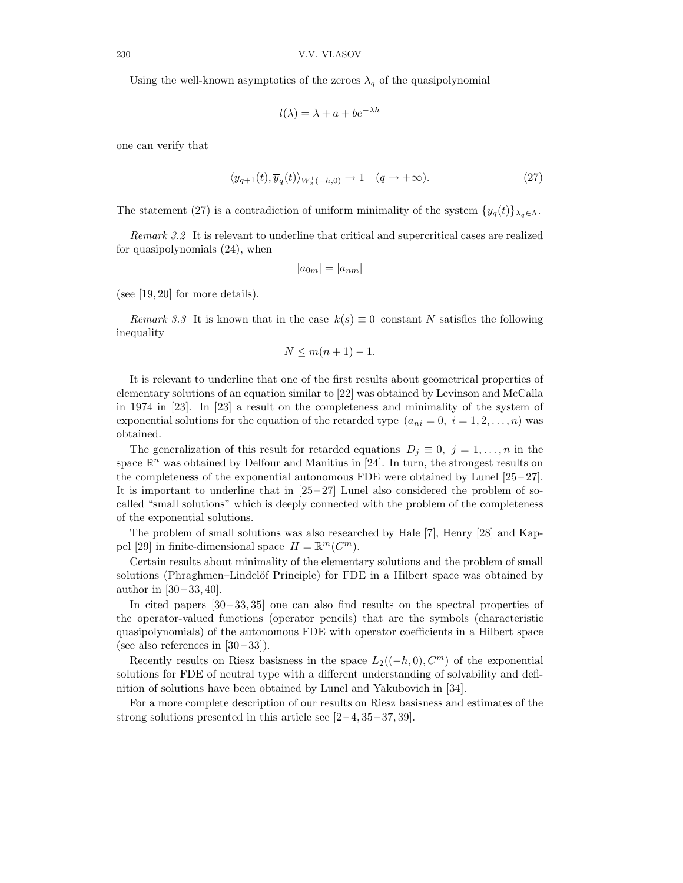Using the well-known asymptotics of the zeroes $\lambda_q$ of the quasipolynomial

$$l(\lambda) = \lambda + a + be^{-\lambda h}$$

one can verify that

$$\langle y_{q+1}(t), \overline{y}_q(t)\rangle_{W_2^1(-h,0)} \to 1 \quad (q \to +\infty). \tag{27}$$

The statement (27) is a contradiction of uniform minimality of the system $\{y_q(t)\}_{\lambda_q \in \Lambda}$.

*Remark 3.2* It is relevant to underline that critical and supercritical cases are realized for quasipolynomials (24), when

$$|a_{0m}| = |a_{nm}|$$

(see [19, 20] for more details).

*Remark 3.3* It is known that in the case $k(s) \equiv 0$ constant $N$ satisfies the following inequality

$$N \leq m(n+1) - 1.$$

It is relevant to underline that one of the first results about geometrical properties of elementary solutions of an equation similar to [22] was obtained by Levinson and McCalla in 1974 in [23]. In [23] a result on the completeness and minimality of the system of exponential solutions for the equation of the retarded type $(a_{ni} = 0,\ i = 1, 2, \ldots, n)$ was obtained.

The generalization of this result for retarded equations $D_j \equiv 0,\ j = 1, \ldots, n$ in the space $\mathbb{R}^n$ was obtained by Delfour and Manitius in [24]. In turn, the strongest results on the completeness of the exponential autonomous FDE were obtained by Lunel [25 – 27]. It is important to underline that in [25 – 27] Lunel also considered the problem of so-called "small solutions" which is deeply connected with the problem of the completeness of the exponential solutions.

The problem of small solutions was also researched by Hale [7], Henry [28] and Kappel [29] in finite-dimensional space $H = \mathbb{R}^m(C^m)$.

Certain results about minimality of the elementary solutions and the problem of small solutions (Phraghmen–Lindelöf Principle) for FDE in a Hilbert space was obtained by author in [30 – 33, 40].

In cited papers [30 – 33, 35] one can also find results on the spectral properties of the operator-valued functions (operator pencils) that are the symbols (characteristic quasipolynomials) of the autonomous FDE with operator coefficients in a Hilbert space (see also references in [30 – 33]).

Recently results on Riesz basisness in the space $L_2((-h, 0), C^m)$ of the exponential solutions for FDE of neutral type with a different understanding of solvability and definition of solutions have been obtained by Lunel and Yakubovich in [34].

For a more complete description of our results on Riesz basisness and estimates of the strong solutions presented in this article see [2 – 4, 35 – 37, 39].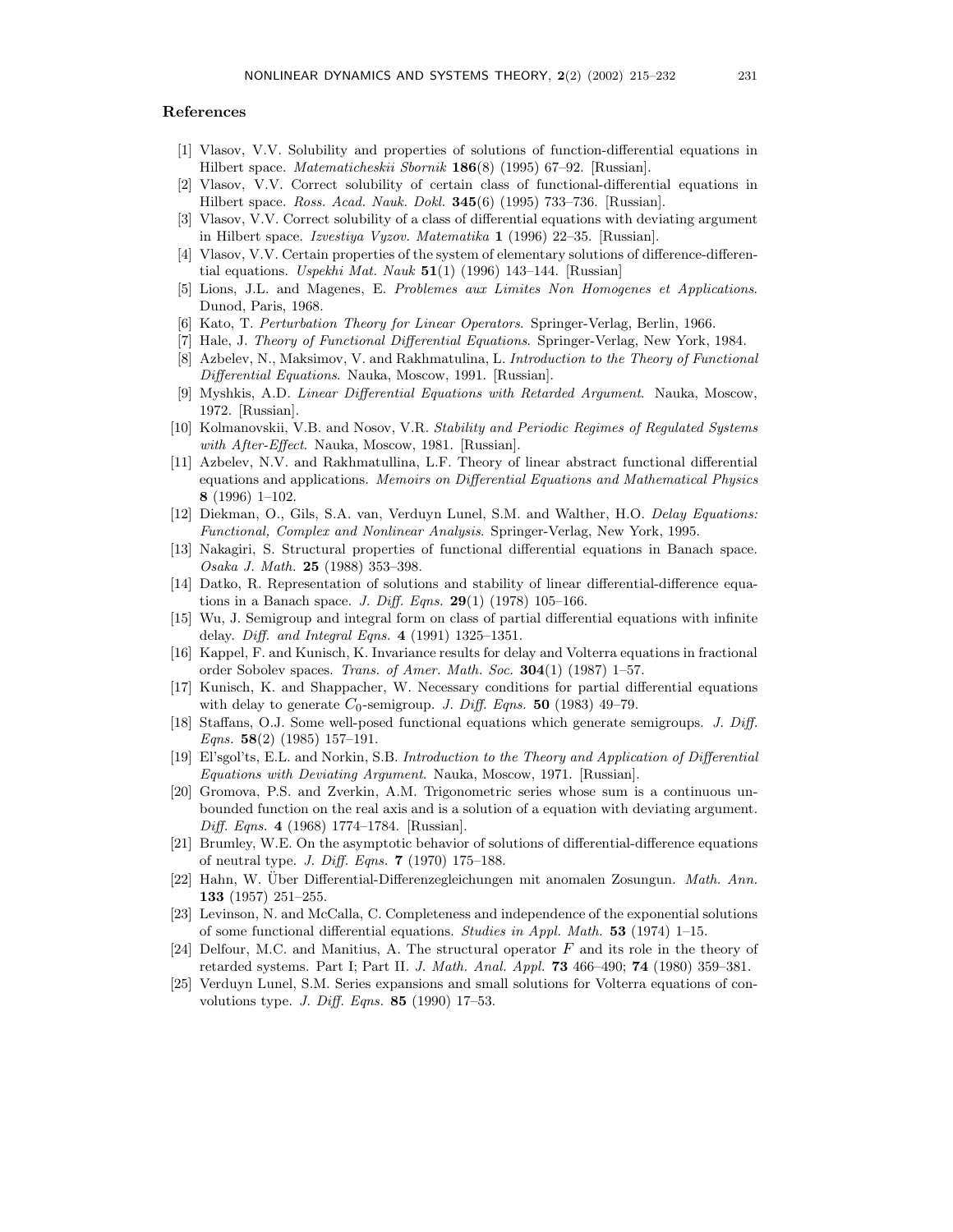## References

[1] Vlasov, V.V. Solubility and properties of solutions of function-differential equations in Hilbert space. *Matematicheskii Sbornik* **186**(8) (1995) 67–92. [Russian].

[2] Vlasov, V.V. Correct solubility of certain class of functional-differential equations in Hilbert space. *Ross. Acad. Nauk. Dokl.* **345**(6) (1995) 733–736. [Russian].

[3] Vlasov, V.V. Correct solubility of a class of differential equations with deviating argument in Hilbert space. *Izvestiya Vyzov. Matematika* **1** (1996) 22–35. [Russian].

[4] Vlasov, V.V. Certain properties of the system of elementary solutions of difference-differential equations. *Uspekhi Mat. Nauk* **51**(1) (1996) 143–144. [Russian]

[5] Lions, J.L. and Magenes, E. *Problemes aux Limites Non Homogenes et Applications*. Dunod, Paris, 1968.

[6] Kato, T. *Perturbation Theory for Linear Operators*. Springer-Verlag, Berlin, 1966.

[7] Hale, J. *Theory of Functional Differential Equations*. Springer-Verlag, New York, 1984.

[8] Azbelev, N., Maksimov, V. and Rakhmatulina, L. *Introduction to the Theory of Functional Differential Equations*. Nauka, Moscow, 1991. [Russian].

[9] Myshkis, A.D. *Linear Differential Equations with Retarded Argument*. Nauka, Moscow, 1972. [Russian].

[10] Kolmanovskii, V.B. and Nosov, V.R. *Stability and Periodic Regimes of Regulated Systems with After-Effect*. Nauka, Moscow, 1981. [Russian].

[11] Azbelev, N.V. and Rakhmatullina, L.F. Theory of linear abstract functional differential equations and applications. *Memoirs on Differential Equations and Mathematical Physics* **8** (1996) 1–102.

[12] Diekman, O., Gils, S.A. van, Verduyn Lunel, S.M. and Walther, H.O. *Delay Equations: Functional, Complex and Nonlinear Analysis*. Springer-Verlag, New York, 1995.

[13] Nakagiri, S. Structural properties of functional differential equations in Banach space. *Osaka J. Math.* **25** (1988) 353–398.

[14] Datko, R. Representation of solutions and stability of linear differential-difference equations in a Banach space. *J. Diff. Eqns.* **29**(1) (1978) 105–166.

[15] Wu, J. Semigroup and integral form on class of partial differential equations with infinite delay. *Diff. and Integral Eqns.* **4** (1991) 1325–1351.

[16] Kappel, F. and Kunisch, K. Invariance results for delay and Volterra equations in fractional order Sobolev spaces. *Trans. of Amer. Math. Soc.* **304**(1) (1987) 1–57.

[17] Kunisch, K. and Shappacher, W. Necessary conditions for partial differential equations with delay to generate $C_0$-semigroup. *J. Diff. Eqns.* **50** (1983) 49–79.

[18] Staffans, O.J. Some well-posed functional equations which generate semigroups. *J. Diff. Eqns.* **58**(2) (1985) 157–191.

[19] El'sgol'ts, E.L. and Norkin, S.B. *Introduction to the Theory and Application of Differential Equations with Deviating Argument*. Nauka, Moscow, 1971. [Russian].

[20] Gromova, P.S. and Zverkin, A.M. Trigonometric series whose sum is a continuous unbounded function on the real axis and is a solution of a equation with deviating argument. *Diff. Eqns.* **4** (1968) 1774–1784. [Russian].

[21] Brumley, W.E. On the asymptotic behavior of solutions of differential-difference equations of neutral type. *J. Diff. Eqns.* **7** (1970) 175–188.

[22] Hahn, W. Über Differential-Differenzegleichungen mit anomalen Zosungun. *Math. Ann.* **133** (1957) 251–255.

[23] Levinson, N. and McCalla, C. Completeness and independence of the exponential solutions of some functional differential equations. *Studies in Appl. Math.* **53** (1974) 1–15.

[24] Delfour, M.C. and Manitius, A. The structural operator $F$ and its role in the theory of retarded systems. Part I; Part II. *J. Math. Anal. Appl.* **73** 466–490; **74** (1980) 359–381.

[25] Verduyn Lunel, S.M. Series expansions and small solutions for Volterra equations of convolutions type. *J. Diff. Eqns.* **85** (1990) 17–53.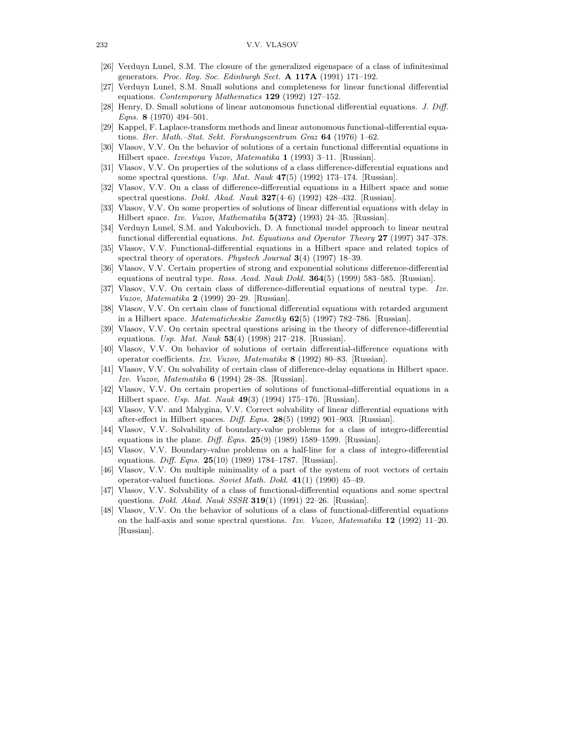[26] Verduyn Lunel, S.M. The closure of the generalized eigenspace of a class of infinitesimal generators. *Proc. Roy. Soc. Edinburgh Sect.* **A 117A** (1991) 171–192.

[27] Verduyn Lunel, S.M. Small solutions and completeness for linear functional differential equations. *Contemporary Mathematics* **129** (1992) 127–152.

[28] Henry, D. Small solutions of linear autonomous functional differential equations. *J. Diff. Eqns.* **8** (1970) 494–501.

[29] Kappel, F. Laplace-transform methods and linear autonomous functional-differential equations. *Ber. Math.–Stat. Sekt. Forshungszentrum Graz* **64** (1976) 1–62.

[30] Vlasov, V.V. On the behavior of solutions of a certain functional differential equations in Hilbert space. *Izvestiya Vuzov, Matematika* **1** (1993) 3–11. [Russian].

[31] Vlasov, V.V. On properties of the solutions of a class difference-differential equations and some spectral questions. *Usp. Mat. Nauk* **47**(5) (1992) 173–174. [Russian].

[32] Vlasov, V.V. On a class of difference-differential equations in a Hilbert space and some spectral questions. *Dokl. Akad. Nauk* **327**(4–6) (1992) 428–432. [Russian].

[33] Vlasov, V.V. On some properties of solutions of linear differential equations with delay in Hilbert space. *Izv. Vuzov, Mathematika* **5(372)** (1993) 24–35. [Russian].

[34] Verduyn Lunel, S.M. and Yakubovich, D. A functional model approach to linear neutral functional differential equations. *Int. Equations and Operator Theory* **27** (1997) 347–378.

[35] Vlasov, V.V. Functional-differential equations in a Hilbert space and related topics of spectral theory of operators. *Phystech Journal* **3**(4) (1997) 18–39.

[36] Vlasov, V.V. Certain properties of strong and exponential solutions difference-differential equations of neutral type. *Ross. Acad. Nauk Dokl.* **364**(5) (1999) 583–585. [Russian].

[37] Vlasov, V.V. On certain class of difference-differential equations of neutral type. *Izv. Vuzov, Matematika* **2** (1999) 20–29. [Russian].

[38] Vlasov, V.V. On certain class of functional differential equations with retarded argument in a Hilbert space. *Matematicheskie Zametky* **62**(5) (1997) 782–786. [Russian].

[39] Vlasov, V.V. On certain spectral questions arising in the theory of difference-differential equations. *Usp. Mat. Nauk* **53**(4) (1998) 217–218. [Russian].

[40] Vlasov, V.V. On behavior of solutions of certain differential-difference equations with operator coefficients. *Izv. Vuzov, Matematika* **8** (1992) 80–83. [Russian].

[41] Vlasov, V.V. On solvability of certain class of difference-delay equations in Hilbert space. *Izv. Vuzov, Matematika* **6** (1994) 28–38. [Russian].

[42] Vlasov, V.V. On certain properties of solutions of functional-differential equations in a Hilbert space. *Usp. Mat. Nauk* **49**(3) (1994) 175–176. [Russian].

[43] Vlasov, V.V. and Malygina, V.V. Correct solvability of linear differential equations with after-effect in Hilbert spaces. *Diff. Eqns.* **28**(5) (1992) 901–903. [Russian].

[44] Vlasov, V.V. Solvability of boundary-value problems for a class of integro-differential equations in the plane. *Diff. Eqns.* **25**(9) (1989) 1589–1599. [Russian].

[45] Vlasov, V.V. Boundary-value problems on a half-line for a class of integro-differential equations. *Diff. Eqns.* **25**(10) (1989) 1784–1787. [Russian].

[46] Vlasov, V.V. On multiple minimality of a part of the system of root vectors of certain operator-valued functions. *Soviet Math. Dokl.* **41**(1) (1990) 45–49.

[47] Vlasov, V.V. Solvability of a class of functional-differential equations and some spectral questions. *Dokl. Akad. Nauk SSSR* **319**(1) (1991) 22–26. [Russian].

[48] Vlasov, V.V. On the behavior of solutions of a class of functional-differential equations on the half-axis and some spectral questions. *Izv. Vuzov, Matematika* **12** (1992) 11–20. [Russian].